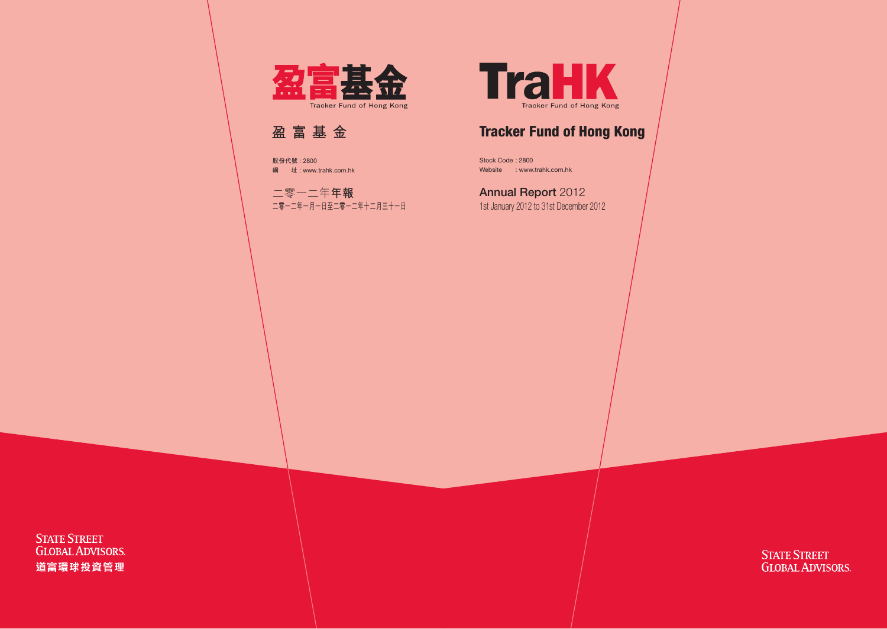盈富基金

Tracker Fund of Hong Kong

# 盈 富 基 金

股份代號 : 2800
網　　址 : www.trahk.com.hk

## 二零一二年年報

二零一二年一月一日至二零一二年十二月三十一日

TraHK

Tracker Fund of Hong Kong

# Tracker Fund of Hong Kong

Stock Code : 2800
Website : www.trahk.com.hk

## Annual Report 2012

1st January 2012 to 31st December 2012

STATE STREET GLOBAL ADVISORS.
道富環球投資管理

STATE STREET GLOBAL ADVISORS.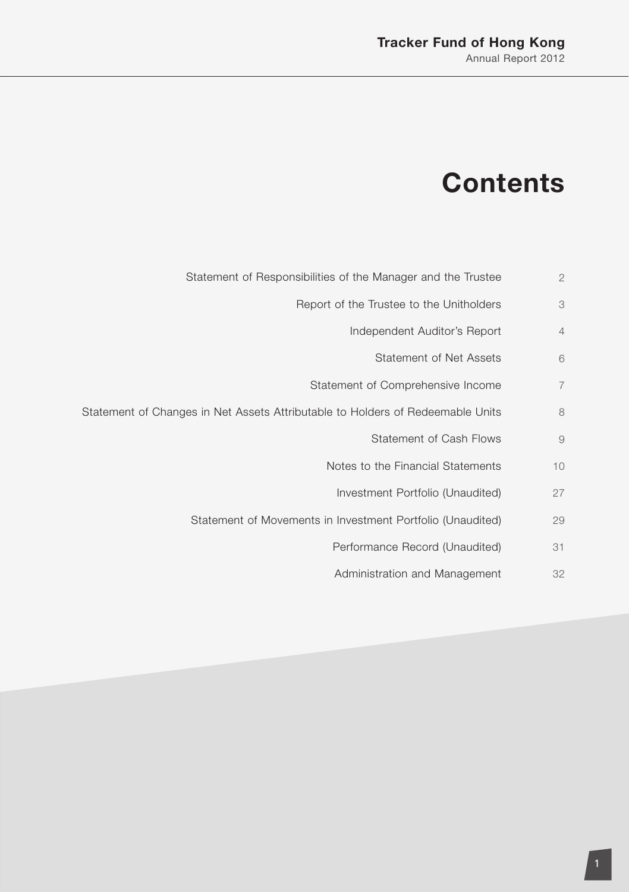# Contents

| | |
|---|---|
| Statement of Responsibilities of the Manager and the Trustee | 2 |
| Report of the Trustee to the Unitholders | 3 |
| Independent Auditor's Report | 4 |
| Statement of Net Assets | 6 |
| Statement of Comprehensive Income | 7 |
| Statement of Changes in Net Assets Attributable to Holders of Redeemable Units | 8 |
| Statement of Cash Flows | 9 |
| Notes to the Financial Statements | 10 |
| Investment Portfolio (Unaudited) | 27 |
| Statement of Movements in Investment Portfolio (Unaudited) | 29 |
| Performance Record (Unaudited) | 31 |
| Administration and Management | 32 |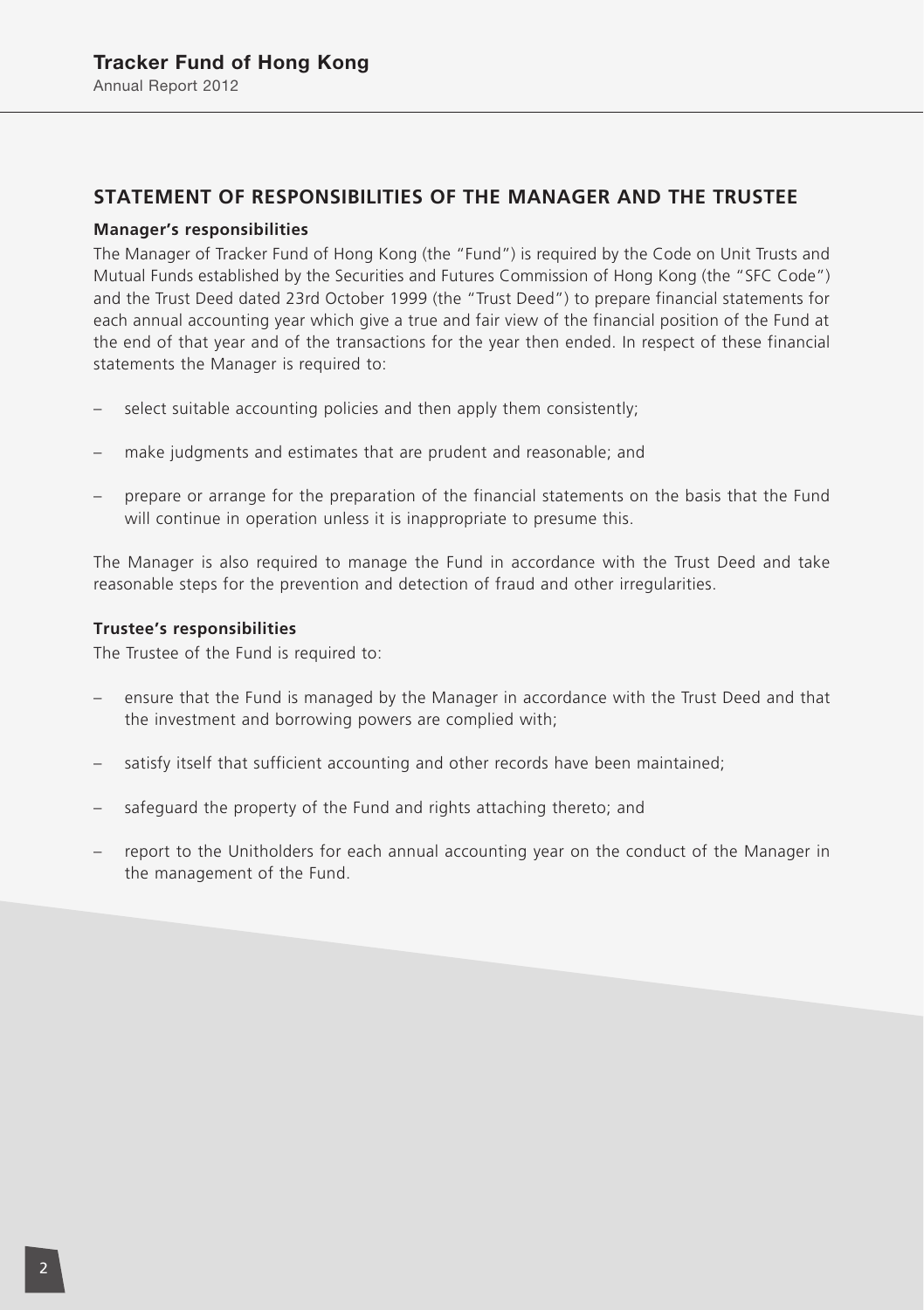## STATEMENT OF RESPONSIBILITIES OF THE MANAGER AND THE TRUSTEE

### Manager's responsibilities

The Manager of Tracker Fund of Hong Kong (the "Fund") is required by the Code on Unit Trusts and Mutual Funds established by the Securities and Futures Commission of Hong Kong (the "SFC Code") and the Trust Deed dated 23rd October 1999 (the "Trust Deed") to prepare financial statements for each annual accounting year which give a true and fair view of the financial position of the Fund at the end of that year and of the transactions for the year then ended. In respect of these financial statements the Manager is required to:

- select suitable accounting policies and then apply them consistently;
- make judgments and estimates that are prudent and reasonable; and
- prepare or arrange for the preparation of the financial statements on the basis that the Fund will continue in operation unless it is inappropriate to presume this.

The Manager is also required to manage the Fund in accordance with the Trust Deed and take reasonable steps for the prevention and detection of fraud and other irregularities.

### Trustee's responsibilities

The Trustee of the Fund is required to:

- ensure that the Fund is managed by the Manager in accordance with the Trust Deed and that the investment and borrowing powers are complied with;
- satisfy itself that sufficient accounting and other records have been maintained;
- safeguard the property of the Fund and rights attaching thereto; and
- report to the Unitholders for each annual accounting year on the conduct of the Manager in the management of the Fund.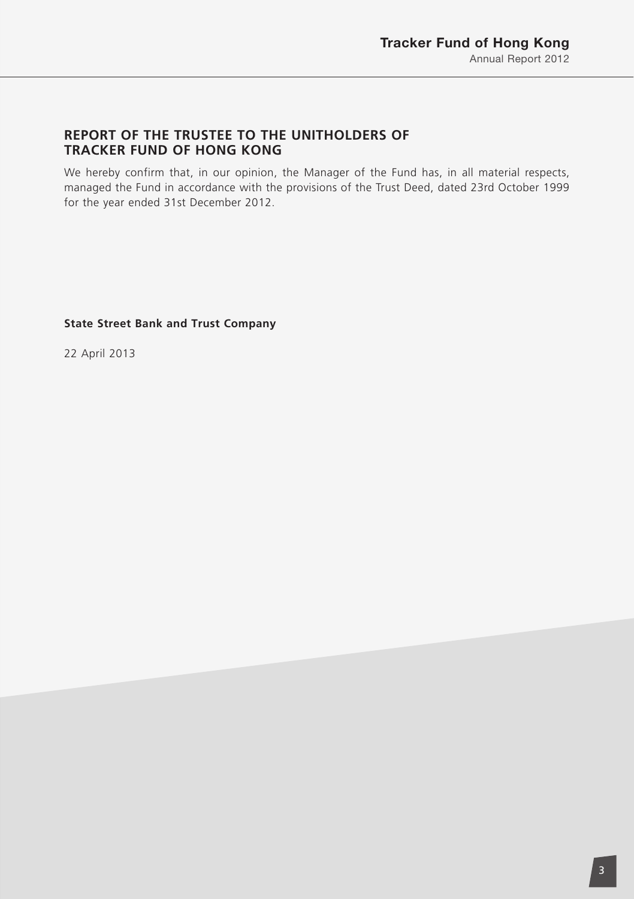## REPORT OF THE TRUSTEE TO THE UNITHOLDERS OF TRACKER FUND OF HONG KONG

We hereby confirm that, in our opinion, the Manager of the Fund has, in all material respects, managed the Fund in accordance with the provisions of the Trust Deed, dated 23rd October 1999 for the year ended 31st December 2012.

**State Street Bank and Trust Company**

22 April 2013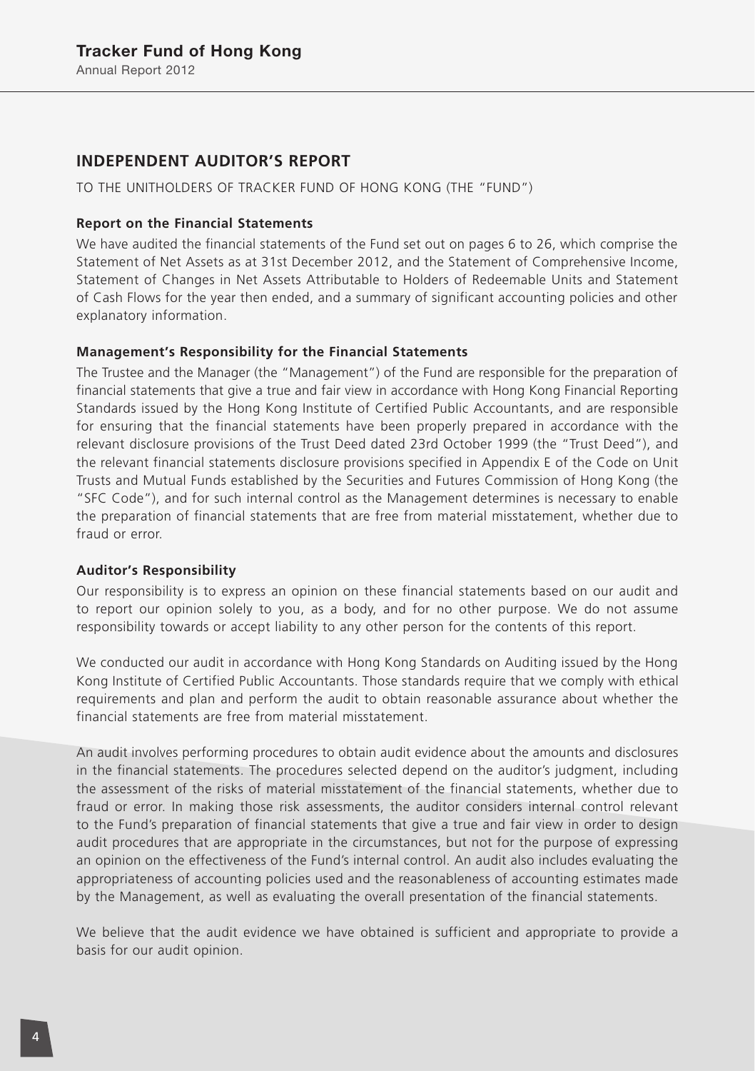## INDEPENDENT AUDITOR'S REPORT

TO THE UNITHOLDERS OF TRACKER FUND OF HONG KONG (THE "FUND")

### Report on the Financial Statements

We have audited the financial statements of the Fund set out on pages 6 to 26, which comprise the Statement of Net Assets as at 31st December 2012, and the Statement of Comprehensive Income, Statement of Changes in Net Assets Attributable to Holders of Redeemable Units and Statement of Cash Flows for the year then ended, and a summary of significant accounting policies and other explanatory information.

### Management's Responsibility for the Financial Statements

The Trustee and the Manager (the "Management") of the Fund are responsible for the preparation of financial statements that give a true and fair view in accordance with Hong Kong Financial Reporting Standards issued by the Hong Kong Institute of Certified Public Accountants, and are responsible for ensuring that the financial statements have been properly prepared in accordance with the relevant disclosure provisions of the Trust Deed dated 23rd October 1999 (the "Trust Deed"), and the relevant financial statements disclosure provisions specified in Appendix E of the Code on Unit Trusts and Mutual Funds established by the Securities and Futures Commission of Hong Kong (the "SFC Code"), and for such internal control as the Management determines is necessary to enable the preparation of financial statements that are free from material misstatement, whether due to fraud or error.

### Auditor's Responsibility

Our responsibility is to express an opinion on these financial statements based on our audit and to report our opinion solely to you, as a body, and for no other purpose. We do not assume responsibility towards or accept liability to any other person for the contents of this report.

We conducted our audit in accordance with Hong Kong Standards on Auditing issued by the Hong Kong Institute of Certified Public Accountants. Those standards require that we comply with ethical requirements and plan and perform the audit to obtain reasonable assurance about whether the financial statements are free from material misstatement.

An audit involves performing procedures to obtain audit evidence about the amounts and disclosures in the financial statements. The procedures selected depend on the auditor's judgment, including the assessment of the risks of material misstatement of the financial statements, whether due to fraud or error. In making those risk assessments, the auditor considers internal control relevant to the Fund's preparation of financial statements that give a true and fair view in order to design audit procedures that are appropriate in the circumstances, but not for the purpose of expressing an opinion on the effectiveness of the Fund's internal control. An audit also includes evaluating the appropriateness of accounting policies used and the reasonableness of accounting estimates made by the Management, as well as evaluating the overall presentation of the financial statements.

We believe that the audit evidence we have obtained is sufficient and appropriate to provide a basis for our audit opinion.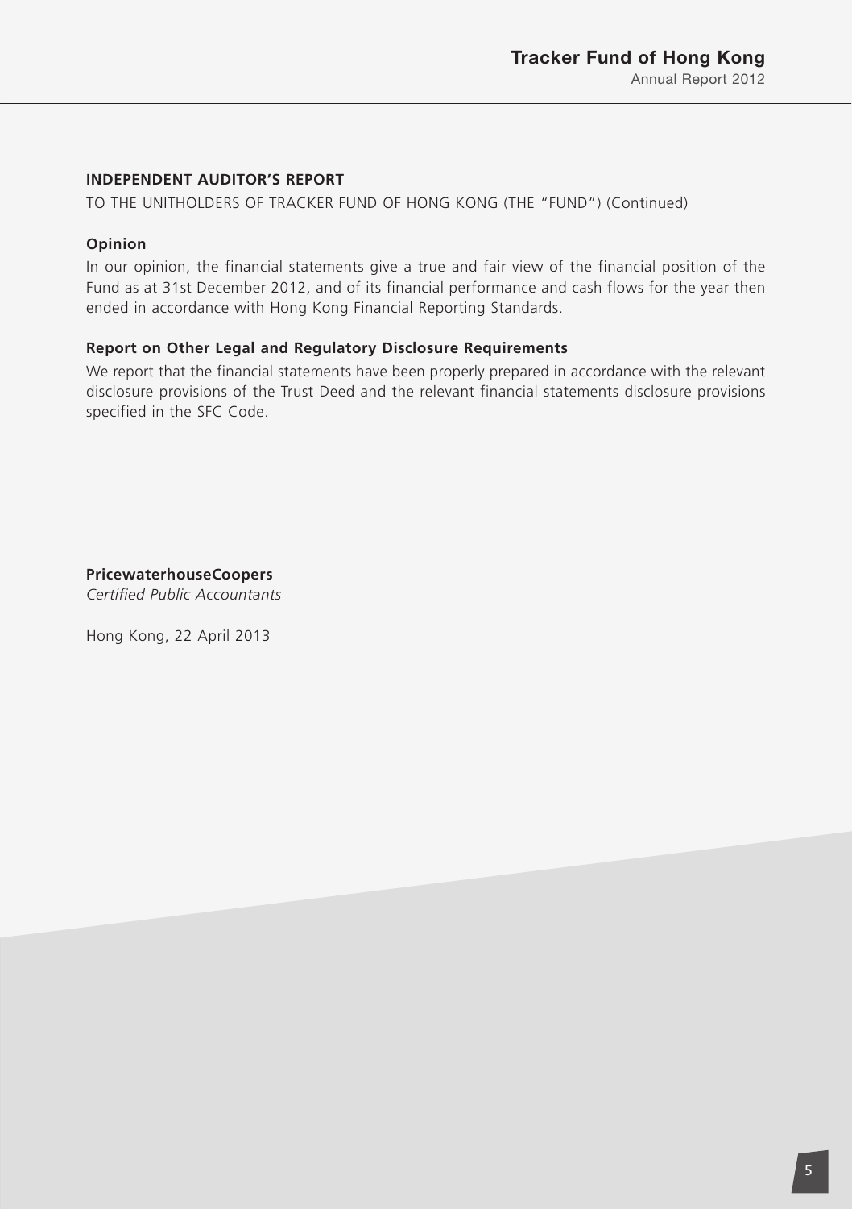## INDEPENDENT AUDITOR'S REPORT

TO THE UNITHOLDERS OF TRACKER FUND OF HONG KONG (THE "FUND") (Continued)

### Opinion

In our opinion, the financial statements give a true and fair view of the financial position of the Fund as at 31st December 2012, and of its financial performance and cash flows for the year then ended in accordance with Hong Kong Financial Reporting Standards.

### Report on Other Legal and Regulatory Disclosure Requirements

We report that the financial statements have been properly prepared in accordance with the relevant disclosure provisions of the Trust Deed and the relevant financial statements disclosure provisions specified in the SFC Code.

**PricewaterhouseCoopers**
*Certified Public Accountants*

Hong Kong, 22 April 2013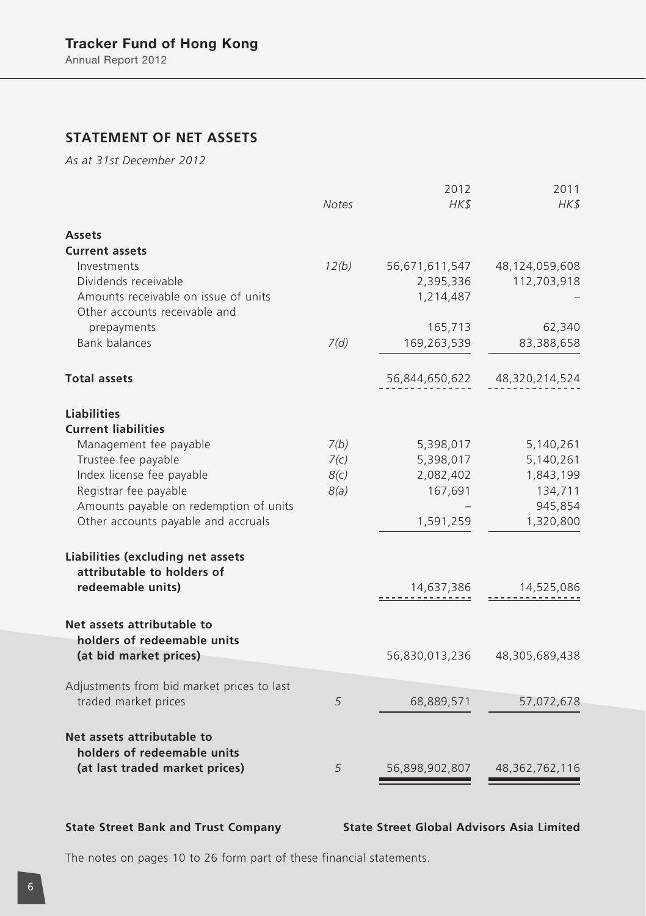## STATEMENT OF NET ASSETS

*As at 31st December 2012*

| | *Notes* | 2012 *HK$* | 2011 *HK$* |
|---|---|---|---|
| **Assets** | | | |
| **Current assets** | | | |
| Investments | *12(b)* | 56,671,611,547 | 48,124,059,608 |
| Dividends receivable | | 2,395,336 | 112,703,918 |
| Amounts receivable on issue of units | | 1,214,487 | – |
| Other accounts receivable and prepayments | | 165,713 | 62,340 |
| Bank balances | *7(d)* | 169,263,539 | 83,388,658 |
| **Total assets** | | 56,844,650,622 | 48,320,214,524 |
| **Liabilities** | | | |
| **Current liabilities** | | | |
| Management fee payable | *7(b)* | 5,398,017 | 5,140,261 |
| Trustee fee payable | *7(c)* | 5,398,017 | 5,140,261 |
| Index license fee payable | *8(c)* | 2,082,402 | 1,843,199 |
| Registrar fee payable | *8(a)* | 167,691 | 134,711 |
| Amounts payable on redemption of units | | – | 945,854 |
| Other accounts payable and accruals | | 1,591,259 | 1,320,800 |
| **Liabilities (excluding net assets attributable to holders of redeemable units)** | | 14,637,386 | 14,525,086 |
| **Net assets attributable to holders of redeemable units (at bid market prices)** | | 56,830,013,236 | 48,305,689,438 |
| Adjustments from bid market prices to last traded market prices | *5* | 68,889,571 | 57,072,678 |
| **Net assets attributable to holders of redeemable units (at last traded market prices)** | *5* | 56,898,902,807 | 48,362,762,116 |

**State Street Bank and Trust Company** **State Street Global Advisors Asia Limited**

The notes on pages 10 to 26 form part of these financial statements.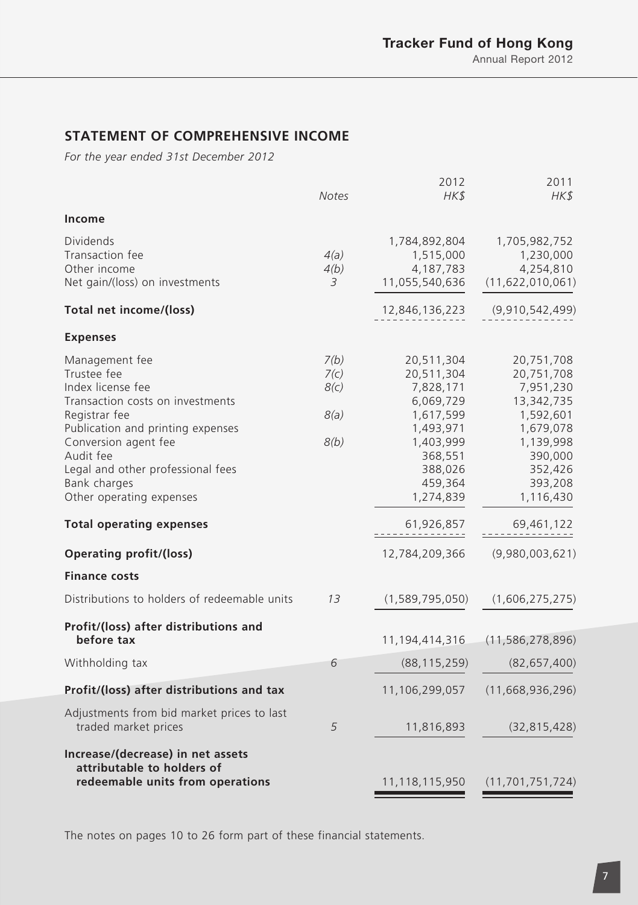## STATEMENT OF COMPREHENSIVE INCOME

*For the year ended 31st December 2012*

| | Notes | 2012 HK$ | 2011 HK$ |
|---|---|---|---|
| **Income** | | | |
| Dividends | | 1,784,892,804 | 1,705,982,752 |
| Transaction fee | 4(a) | 1,515,000 | 1,230,000 |
| Other income | 4(b) | 4,187,783 | 4,254,810 |
| Net gain/(loss) on investments | 3 | 11,055,540,636 | (11,622,010,061) |
| **Total net income/(loss)** | | 12,846,136,223 | (9,910,542,499) |
| **Expenses** | | | |
| Management fee | 7(b) | 20,511,304 | 20,751,708 |
| Trustee fee | 7(c) | 20,511,304 | 20,751,708 |
| Index license fee | 8(c) | 7,828,171 | 7,951,230 |
| Transaction costs on investments | | 6,069,729 | 13,342,735 |
| Registrar fee | 8(a) | 1,617,599 | 1,592,601 |
| Publication and printing expenses | | 1,493,971 | 1,679,078 |
| Conversion agent fee | 8(b) | 1,403,999 | 1,139,998 |
| Audit fee | | 368,551 | 390,000 |
| Legal and other professional fees | | 388,026 | 352,426 |
| Bank charges | | 459,364 | 393,208 |
| Other operating expenses | | 1,274,839 | 1,116,430 |
| **Total operating expenses** | | 61,926,857 | 69,461,122 |
| **Operating profit/(loss)** | | 12,784,209,366 | (9,980,003,621) |
| **Finance costs** | | | |
| Distributions to holders of redeemable units | 13 | (1,589,795,050) | (1,606,275,275) |
| **Profit/(loss) after distributions and before tax** | | 11,194,414,316 | (11,586,278,896) |
| Withholding tax | 6 | (88,115,259) | (82,657,400) |
| **Profit/(loss) after distributions and tax** | | 11,106,299,057 | (11,668,936,296) |
| Adjustments from bid market prices to last traded market prices | 5 | 11,816,893 | (32,815,428) |
| **Increase/(decrease) in net assets attributable to holders of redeemable units from operations** | | 11,118,115,950 | (11,701,751,724) |

The notes on pages 10 to 26 form part of these financial statements.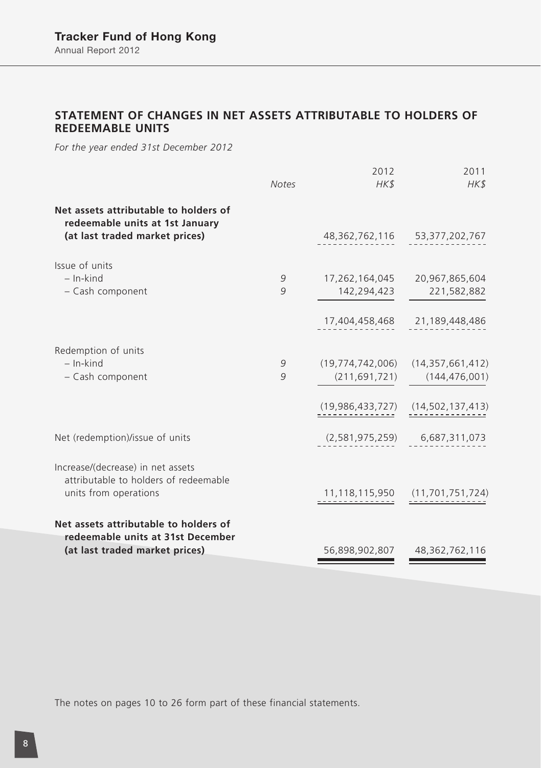## STATEMENT OF CHANGES IN NET ASSETS ATTRIBUTABLE TO HOLDERS OF REDEEMABLE UNITS

*For the year ended 31st December 2012*

| | *Notes* | 2012 *HK$* | 2011 *HK$* |
|---|---|---|---|
| **Net assets attributable to holders of redeemable units at 1st January (at last traded market prices)** | | 48,362,762,116 | 53,377,202,767 |
| Issue of units | | | |
| – In-kind | 9 | 17,262,164,045 | 20,967,865,604 |
| – Cash component | 9 | 142,294,423 | 221,582,882 |
| | | 17,404,458,468 | 21,189,448,486 |
| Redemption of units | | | |
| – In-kind | 9 | (19,774,742,006) | (14,357,661,412) |
| – Cash component | 9 | (211,691,721) | (144,476,001) |
| | | (19,986,433,727) | (14,502,137,413) |
| Net (redemption)/issue of units | | (2,581,975,259) | 6,687,311,073 |
| Increase/(decrease) in net assets attributable to holders of redeemable units from operations | | 11,118,115,950 | (11,701,751,724) |
| **Net assets attributable to holders of redeemable units at 31st December (at last traded market prices)** | | 56,898,902,807 | 48,362,762,116 |

The notes on pages 10 to 26 form part of these financial statements.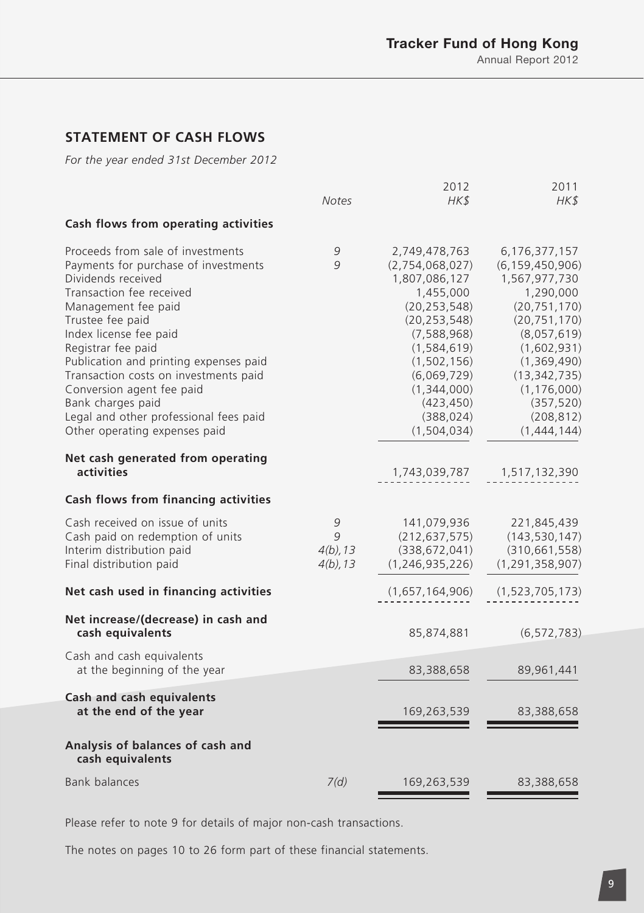## STATEMENT OF CASH FLOWS

*For the year ended 31st December 2012*

| | *Notes* | 2012 *HK$* | 2011 *HK$* |
|---|---|---|---|
| **Cash flows from operating activities** | | | |
| Proceeds from sale of investments | 9 | 2,749,478,763 | 6,176,377,157 |
| Payments for purchase of investments | 9 | (2,754,068,027) | (6,159,450,906) |
| Dividends received | | 1,807,086,127 | 1,567,977,730 |
| Transaction fee received | | 1,455,000 | 1,290,000 |
| Management fee paid | | (20,253,548) | (20,751,170) |
| Trustee fee paid | | (20,253,548) | (20,751,170) |
| Index license fee paid | | (7,588,968) | (8,057,619) |
| Registrar fee paid | | (1,584,619) | (1,602,931) |
| Publication and printing expenses paid | | (1,502,156) | (1,369,490) |
| Transaction costs on investments paid | | (6,069,729) | (13,342,735) |
| Conversion agent fee paid | | (1,344,000) | (1,176,000) |
| Bank charges paid | | (423,450) | (357,520) |
| Legal and other professional fees paid | | (388,024) | (208,812) |
| Other operating expenses paid | | (1,504,034) | (1,444,144) |
| **Net cash generated from operating activities** | | 1,743,039,787 | 1,517,132,390 |
| **Cash flows from financing activities** | | | |
| Cash received on issue of units | 9 | 141,079,936 | 221,845,439 |
| Cash paid on redemption of units | 9 | (212,637,575) | (143,530,147) |
| Interim distribution paid | 4(b), 13 | (338,672,041) | (310,661,558) |
| Final distribution paid | 4(b), 13 | (1,246,935,226) | (1,291,358,907) |
| **Net cash used in financing activities** | | (1,657,164,906) | (1,523,705,173) |
| **Net increase/(decrease) in cash and cash equivalents** | | 85,874,881 | (6,572,783) |
| Cash and cash equivalents at the beginning of the year | | 83,388,658 | 89,961,441 |
| **Cash and cash equivalents at the end of the year** | | 169,263,539 | 83,388,658 |
| **Analysis of balances of cash and cash equivalents** | | | |
| Bank balances | 7(d) | 169,263,539 | 83,388,658 |

Please refer to note 9 for details of major non-cash transactions.

The notes on pages 10 to 26 form part of these financial statements.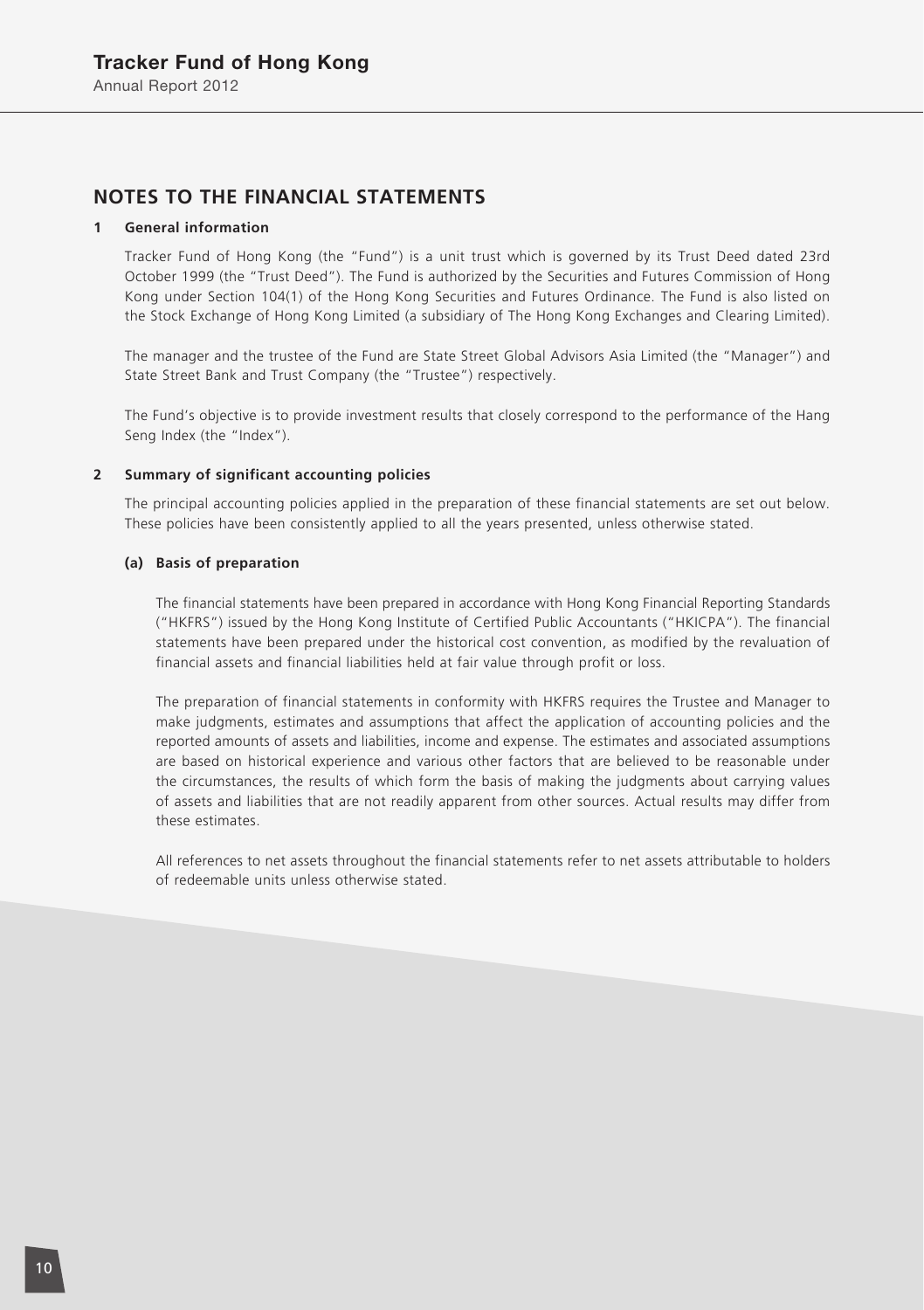## NOTES TO THE FINANCIAL STATEMENTS

### 1 General information

Tracker Fund of Hong Kong (the "Fund") is a unit trust which is governed by its Trust Deed dated 23rd October 1999 (the "Trust Deed"). The Fund is authorized by the Securities and Futures Commission of Hong Kong under Section 104(1) of the Hong Kong Securities and Futures Ordinance. The Fund is also listed on the Stock Exchange of Hong Kong Limited (a subsidiary of The Hong Kong Exchanges and Clearing Limited).

The manager and the trustee of the Fund are State Street Global Advisors Asia Limited (the "Manager") and State Street Bank and Trust Company (the "Trustee") respectively.

The Fund's objective is to provide investment results that closely correspond to the performance of the Hang Seng Index (the "Index").

### 2 Summary of significant accounting policies

The principal accounting policies applied in the preparation of these financial statements are set out below. These policies have been consistently applied to all the years presented, unless otherwise stated.

#### (a) Basis of preparation

The financial statements have been prepared in accordance with Hong Kong Financial Reporting Standards ("HKFRS") issued by the Hong Kong Institute of Certified Public Accountants ("HKICPA"). The financial statements have been prepared under the historical cost convention, as modified by the revaluation of financial assets and financial liabilities held at fair value through profit or loss.

The preparation of financial statements in conformity with HKFRS requires the Trustee and Manager to make judgments, estimates and assumptions that affect the application of accounting policies and the reported amounts of assets and liabilities, income and expense. The estimates and associated assumptions are based on historical experience and various other factors that are believed to be reasonable under the circumstances, the results of which form the basis of making the judgments about carrying values of assets and liabilities that are not readily apparent from other sources. Actual results may differ from these estimates.

All references to net assets throughout the financial statements refer to net assets attributable to holders of redeemable units unless otherwise stated.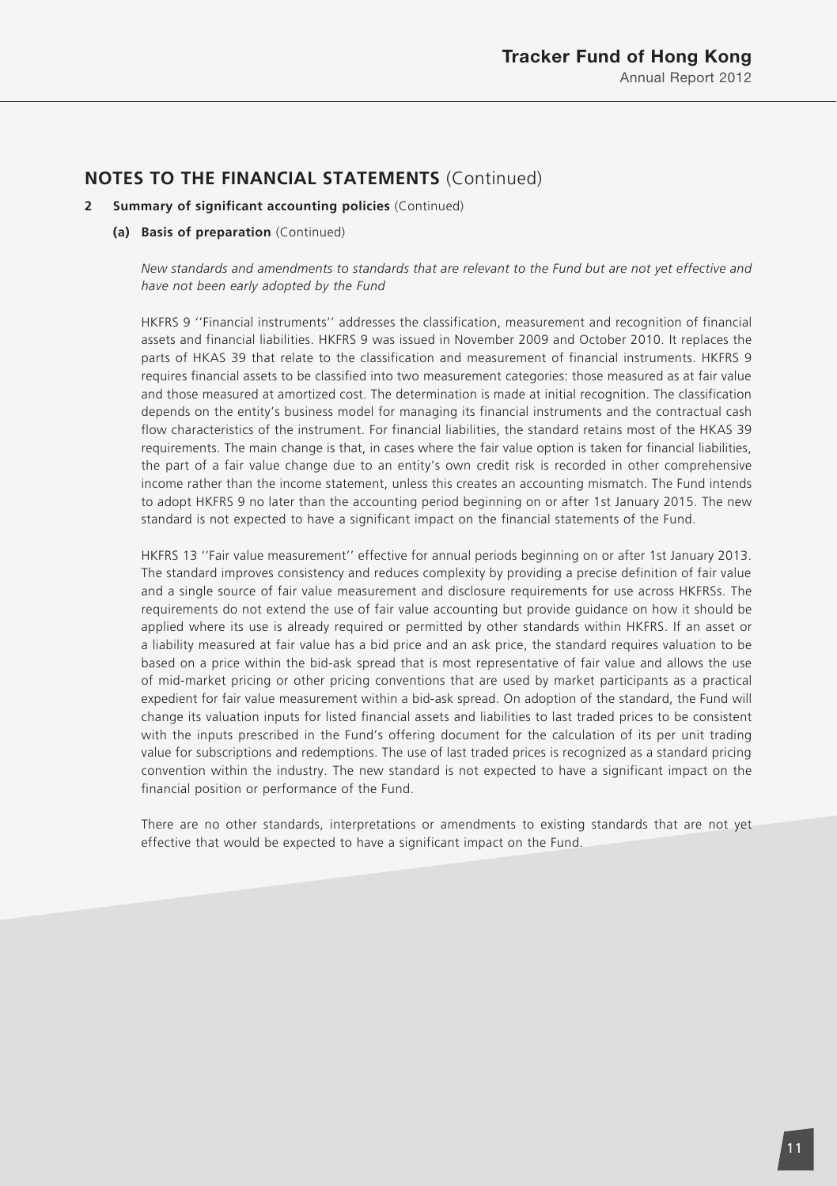## NOTES TO THE FINANCIAL STATEMENTS (Continued)

**2 Summary of significant accounting policies** (Continued)

**(a) Basis of preparation** (Continued)

*New standards and amendments to standards that are relevant to the Fund but are not yet effective and have not been early adopted by the Fund*

HKFRS 9 ''Financial instruments'' addresses the classification, measurement and recognition of financial assets and financial liabilities. HKFRS 9 was issued in November 2009 and October 2010. It replaces the parts of HKAS 39 that relate to the classification and measurement of financial instruments. HKFRS 9 requires financial assets to be classified into two measurement categories: those measured as at fair value and those measured at amortized cost. The determination is made at initial recognition. The classification depends on the entity's business model for managing its financial instruments and the contractual cash flow characteristics of the instrument. For financial liabilities, the standard retains most of the HKAS 39 requirements. The main change is that, in cases where the fair value option is taken for financial liabilities, the part of a fair value change due to an entity's own credit risk is recorded in other comprehensive income rather than the income statement, unless this creates an accounting mismatch. The Fund intends to adopt HKFRS 9 no later than the accounting period beginning on or after 1st January 2015. The new standard is not expected to have a significant impact on the financial statements of the Fund.

HKFRS 13 ''Fair value measurement'' effective for annual periods beginning on or after 1st January 2013. The standard improves consistency and reduces complexity by providing a precise definition of fair value and a single source of fair value measurement and disclosure requirements for use across HKFRSs. The requirements do not extend the use of fair value accounting but provide guidance on how it should be applied where its use is already required or permitted by other standards within HKFRS. If an asset or a liability measured at fair value has a bid price and an ask price, the standard requires valuation to be based on a price within the bid-ask spread that is most representative of fair value and allows the use of mid-market pricing or other pricing conventions that are used by market participants as a practical expedient for fair value measurement within a bid-ask spread. On adoption of the standard, the Fund will change its valuation inputs for listed financial assets and liabilities to last traded prices to be consistent with the inputs prescribed in the Fund's offering document for the calculation of its per unit trading value for subscriptions and redemptions. The use of last traded prices is recognized as a standard pricing convention within the industry. The new standard is not expected to have a significant impact on the financial position or performance of the Fund.

There are no other standards, interpretations or amendments to existing standards that are not yet effective that would be expected to have a significant impact on the Fund.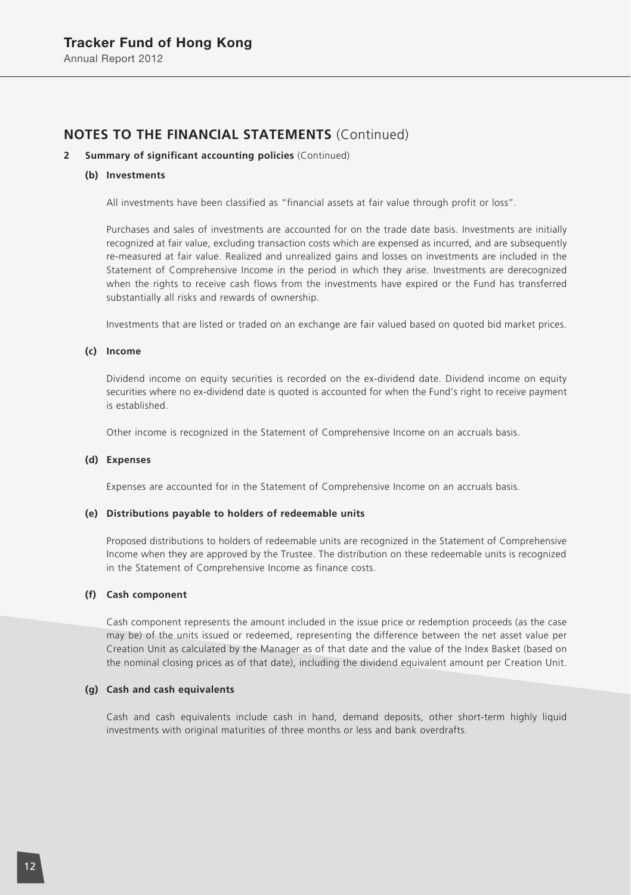## NOTES TO THE FINANCIAL STATEMENTS (Continued)

**2 Summary of significant accounting policies** (Continued)

**(b) Investments**

All investments have been classified as "financial assets at fair value through profit or loss".

Purchases and sales of investments are accounted for on the trade date basis. Investments are initially recognized at fair value, excluding transaction costs which are expensed as incurred, and are subsequently re-measured at fair value. Realized and unrealized gains and losses on investments are included in the Statement of Comprehensive Income in the period in which they arise. Investments are derecognized when the rights to receive cash flows from the investments have expired or the Fund has transferred substantially all risks and rewards of ownership.

Investments that are listed or traded on an exchange are fair valued based on quoted bid market prices.

**(c) Income**

Dividend income on equity securities is recorded on the ex-dividend date. Dividend income on equity securities where no ex-dividend date is quoted is accounted for when the Fund's right to receive payment is established.

Other income is recognized in the Statement of Comprehensive Income on an accruals basis.

**(d) Expenses**

Expenses are accounted for in the Statement of Comprehensive Income on an accruals basis.

**(e) Distributions payable to holders of redeemable units**

Proposed distributions to holders of redeemable units are recognized in the Statement of Comprehensive Income when they are approved by the Trustee. The distribution on these redeemable units is recognized in the Statement of Comprehensive Income as finance costs.

**(f) Cash component**

Cash component represents the amount included in the issue price or redemption proceeds (as the case may be) of the units issued or redeemed, representing the difference between the net asset value per Creation Unit as calculated by the Manager as of that date and the value of the Index Basket (based on the nominal closing prices as of that date), including the dividend equivalent amount per Creation Unit.

**(g) Cash and cash equivalents**

Cash and cash equivalents include cash in hand, demand deposits, other short-term highly liquid investments with original maturities of three months or less and bank overdrafts.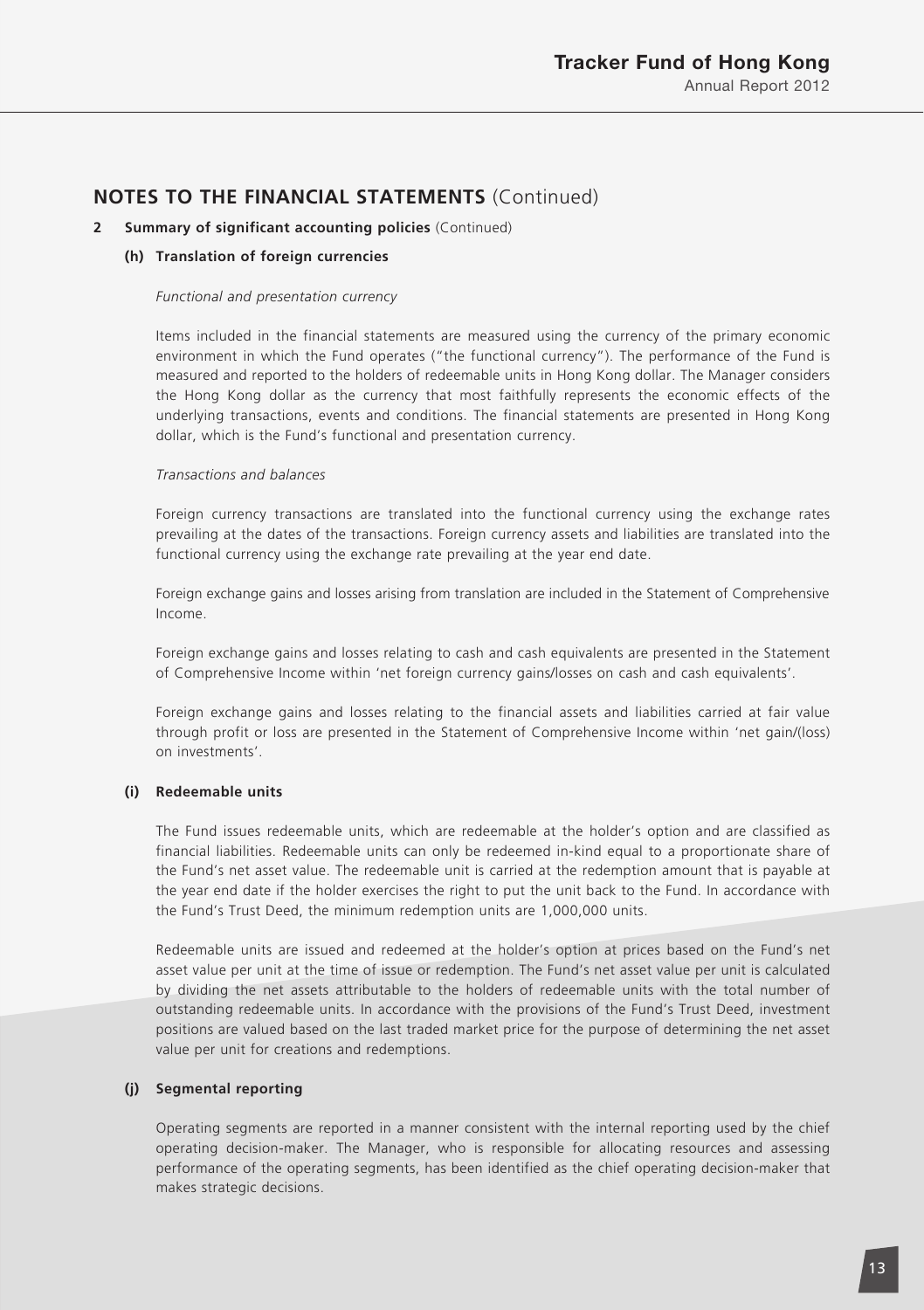## NOTES TO THE FINANCIAL STATEMENTS (Continued)

### 2 Summary of significant accounting policies (Continued)

#### (h) Translation of foreign currencies

*Functional and presentation currency*

Items included in the financial statements are measured using the currency of the primary economic environment in which the Fund operates ("the functional currency"). The performance of the Fund is measured and reported to the holders of redeemable units in Hong Kong dollar. The Manager considers the Hong Kong dollar as the currency that most faithfully represents the economic effects of the underlying transactions, events and conditions. The financial statements are presented in Hong Kong dollar, which is the Fund's functional and presentation currency.

*Transactions and balances*

Foreign currency transactions are translated into the functional currency using the exchange rates prevailing at the dates of the transactions. Foreign currency assets and liabilities are translated into the functional currency using the exchange rate prevailing at the year end date.

Foreign exchange gains and losses arising from translation are included in the Statement of Comprehensive Income.

Foreign exchange gains and losses relating to cash and cash equivalents are presented in the Statement of Comprehensive Income within 'net foreign currency gains/losses on cash and cash equivalents'.

Foreign exchange gains and losses relating to the financial assets and liabilities carried at fair value through profit or loss are presented in the Statement of Comprehensive Income within 'net gain/(loss) on investments'.

#### (i) Redeemable units

The Fund issues redeemable units, which are redeemable at the holder's option and are classified as financial liabilities. Redeemable units can only be redeemed in-kind equal to a proportionate share of the Fund's net asset value. The redeemable unit is carried at the redemption amount that is payable at the year end date if the holder exercises the right to put the unit back to the Fund. In accordance with the Fund's Trust Deed, the minimum redemption units are 1,000,000 units.

Redeemable units are issued and redeemed at the holder's option at prices based on the Fund's net asset value per unit at the time of issue or redemption. The Fund's net asset value per unit is calculated by dividing the net assets attributable to the holders of redeemable units with the total number of outstanding redeemable units. In accordance with the provisions of the Fund's Trust Deed, investment positions are valued based on the last traded market price for the purpose of determining the net asset value per unit for creations and redemptions.

#### (j) Segmental reporting

Operating segments are reported in a manner consistent with the internal reporting used by the chief operating decision-maker. The Manager, who is responsible for allocating resources and assessing performance of the operating segments, has been identified as the chief operating decision-maker that makes strategic decisions.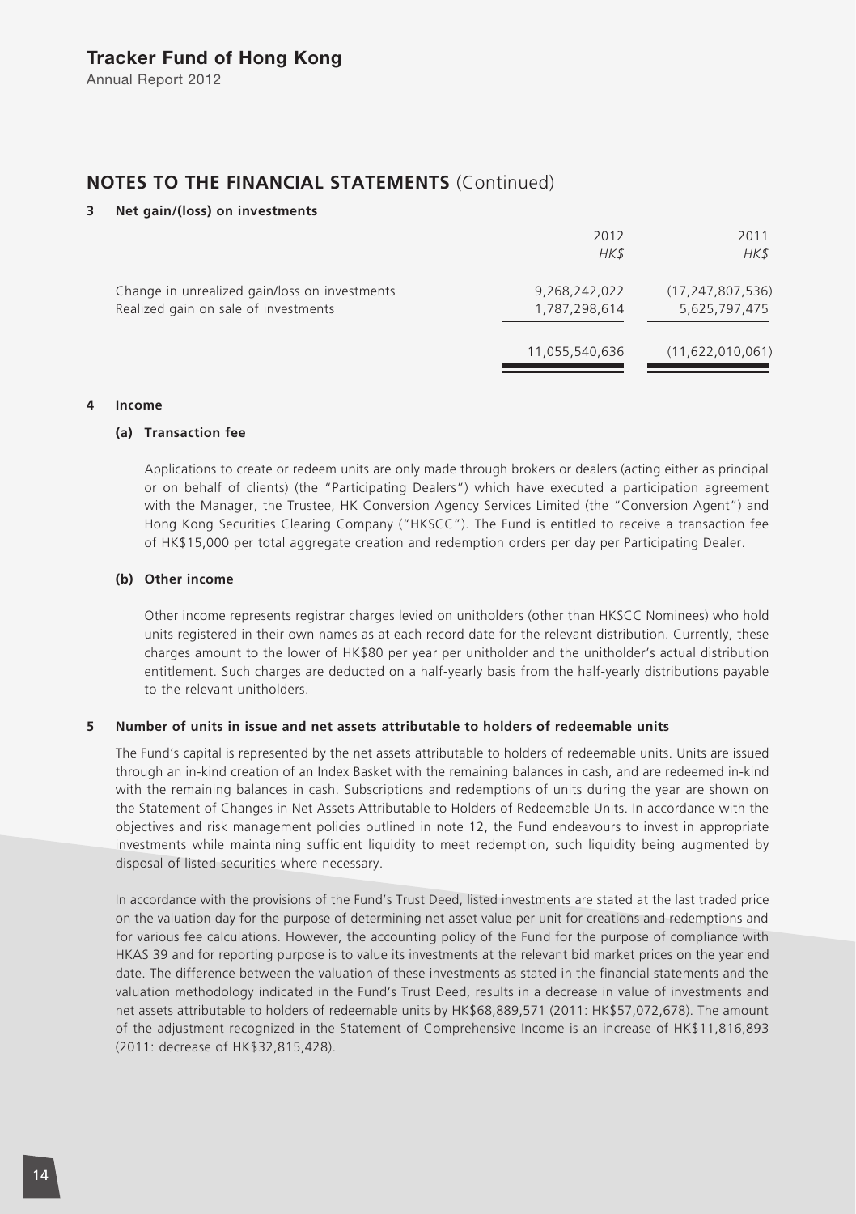## NOTES TO THE FINANCIAL STATEMENTS (Continued)

### 3 Net gain/(loss) on investments

| | 2012 HK$ | 2011 HK$ |
|---|---|---|
| Change in unrealized gain/loss on investments | 9,268,242,022 | (17,247,807,536) |
| Realized gain on sale of investments | 1,787,298,614 | 5,625,797,475 |
| | 11,055,540,636 | (11,622,010,061) |

### 4 Income

#### (a) Transaction fee

Applications to create or redeem units are only made through brokers or dealers (acting either as principal or on behalf of clients) (the "Participating Dealers") which have executed a participation agreement with the Manager, the Trustee, HK Conversion Agency Services Limited (the "Conversion Agent") and Hong Kong Securities Clearing Company ("HKSCC"). The Fund is entitled to receive a transaction fee of HK$15,000 per total aggregate creation and redemption orders per day per Participating Dealer.

#### (b) Other income

Other income represents registrar charges levied on unitholders (other than HKSCC Nominees) who hold units registered in their own names as at each record date for the relevant distribution. Currently, these charges amount to the lower of HK$80 per year per unitholder and the unitholder's actual distribution entitlement. Such charges are deducted on a half-yearly basis from the half-yearly distributions payable to the relevant unitholders.

### 5 Number of units in issue and net assets attributable to holders of redeemable units

The Fund's capital is represented by the net assets attributable to holders of redeemable units. Units are issued through an in-kind creation of an Index Basket with the remaining balances in cash, and are redeemed in-kind with the remaining balances in cash. Subscriptions and redemptions of units during the year are shown on the Statement of Changes in Net Assets Attributable to Holders of Redeemable Units. In accordance with the objectives and risk management policies outlined in note 12, the Fund endeavours to invest in appropriate investments while maintaining sufficient liquidity to meet redemption, such liquidity being augmented by disposal of listed securities where necessary.

In accordance with the provisions of the Fund's Trust Deed, listed investments are stated at the last traded price on the valuation day for the purpose of determining net asset value per unit for creations and redemptions and for various fee calculations. However, the accounting policy of the Fund for the purpose of compliance with HKAS 39 and for reporting purpose is to value its investments at the relevant bid market prices on the year end date. The difference between the valuation of these investments as stated in the financial statements and the valuation methodology indicated in the Fund's Trust Deed, results in a decrease in value of investments and net assets attributable to holders of redeemable units by HK$68,889,571 (2011: HK$57,072,678). The amount of the adjustment recognized in the Statement of Comprehensive Income is an increase of HK$11,816,893 (2011: decrease of HK$32,815,428).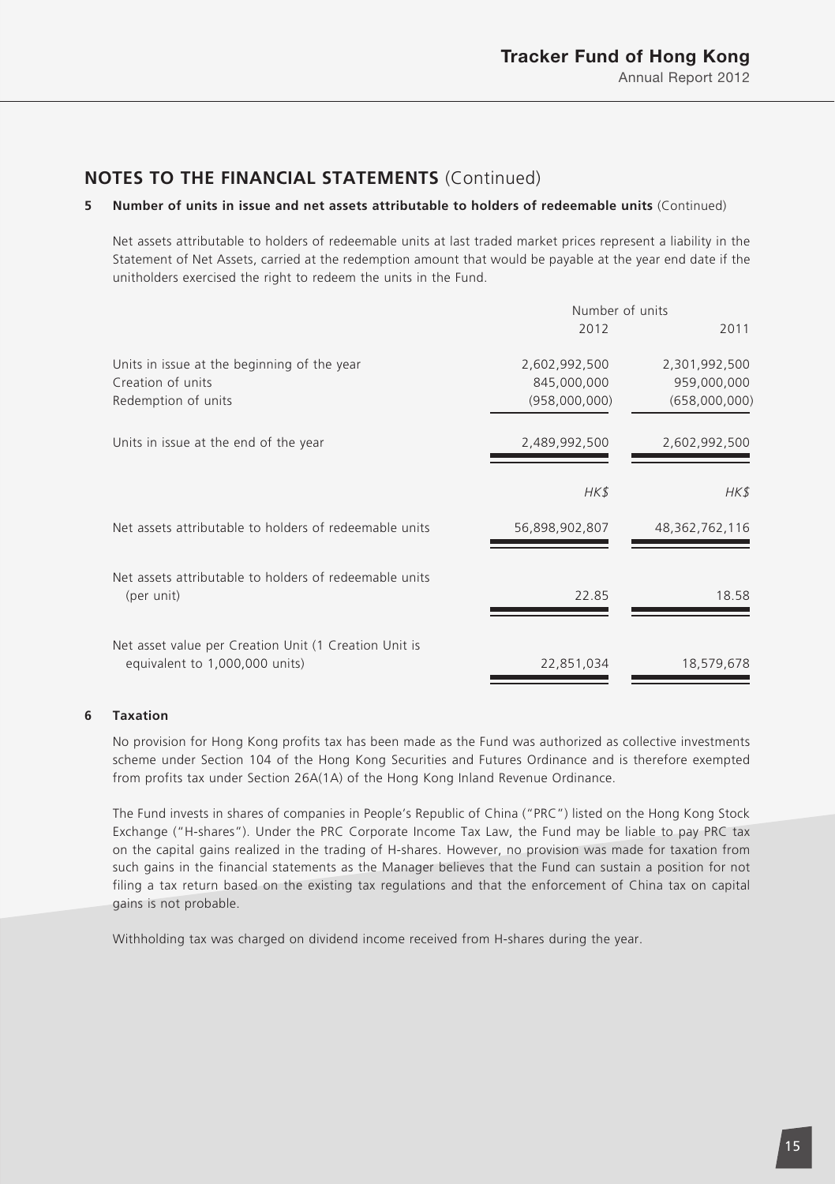## NOTES TO THE FINANCIAL STATEMENTS (Continued)

### 5 Number of units in issue and net assets attributable to holders of redeemable units (Continued)

Net assets attributable to holders of redeemable units at last traded market prices represent a liability in the Statement of Net Assets, carried at the redemption amount that would be payable at the year end date if the unitholders exercised the right to redeem the units in the Fund.

| | Number of units | |
|---|---|---|
| | 2012 | 2011 |
| Units in issue at the beginning of the year | 2,602,992,500 | 2,301,992,500 |
| Creation of units | 845,000,000 | 959,000,000 |
| Redemption of units | (958,000,000) | (658,000,000) |
| Units in issue at the end of the year | 2,489,992,500 | 2,602,992,500 |
| | *HK$* | *HK$* |
| Net assets attributable to holders of redeemable units | 56,898,902,807 | 48,362,762,116 |
| Net assets attributable to holders of redeemable units (per unit) | 22.85 | 18.58 |
| Net asset value per Creation Unit (1 Creation Unit is equivalent to 1,000,000 units) | 22,851,034 | 18,579,678 |

### 6 Taxation

No provision for Hong Kong profits tax has been made as the Fund was authorized as collective investments scheme under Section 104 of the Hong Kong Securities and Futures Ordinance and is therefore exempted from profits tax under Section 26A(1A) of the Hong Kong Inland Revenue Ordinance.

The Fund invests in shares of companies in People's Republic of China ("PRC") listed on the Hong Kong Stock Exchange ("H-shares"). Under the PRC Corporate Income Tax Law, the Fund may be liable to pay PRC tax on the capital gains realized in the trading of H-shares. However, no provision was made for taxation from such gains in the financial statements as the Manager believes that the Fund can sustain a position for not filing a tax return based on the existing tax regulations and that the enforcement of China tax on capital gains is not probable.

Withholding tax was charged on dividend income received from H-shares during the year.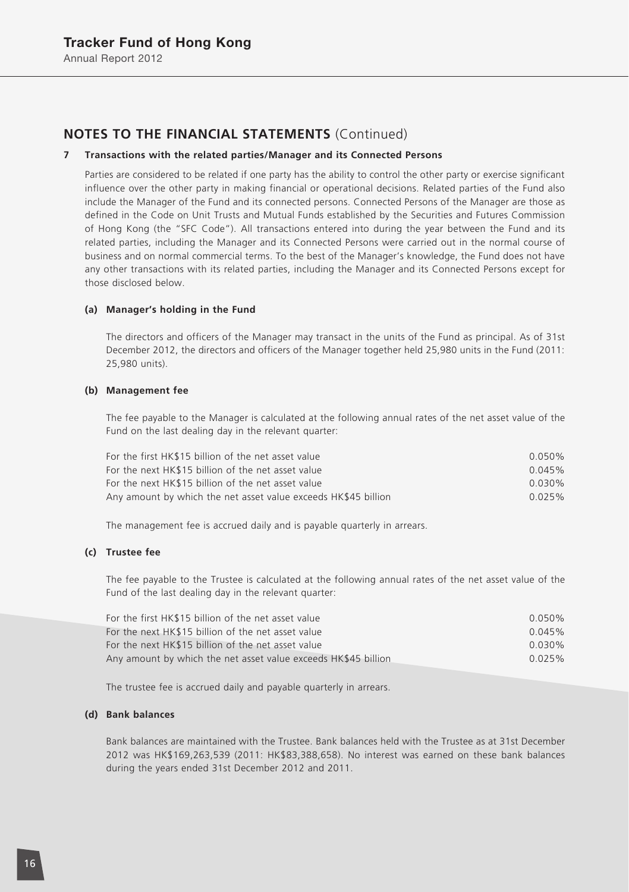## NOTES TO THE FINANCIAL STATEMENTS (Continued)

**7 Transactions with the related parties/Manager and its Connected Persons**

Parties are considered to be related if one party has the ability to control the other party or exercise significant influence over the other party in making financial or operational decisions. Related parties of the Fund also include the Manager of the Fund and its connected persons. Connected Persons of the Manager are those as defined in the Code on Unit Trusts and Mutual Funds established by the Securities and Futures Commission of Hong Kong (the "SFC Code"). All transactions entered into during the year between the Fund and its related parties, including the Manager and its Connected Persons were carried out in the normal course of business and on normal commercial terms. To the best of the Manager's knowledge, the Fund does not have any other transactions with its related parties, including the Manager and its Connected Persons except for those disclosed below.

**(a) Manager's holding in the Fund**

The directors and officers of the Manager may transact in the units of the Fund as principal. As of 31st December 2012, the directors and officers of the Manager together held 25,980 units in the Fund (2011: 25,980 units).

**(b) Management fee**

The fee payable to the Manager is calculated at the following annual rates of the net asset value of the Fund on the last dealing day in the relevant quarter:

| | |
|---|---|
| For the first HK$15 billion of the net asset value | 0.050% |
| For the next HK$15 billion of the net asset value | 0.045% |
| For the next HK$15 billion of the net asset value | 0.030% |
| Any amount by which the net asset value exceeds HK$45 billion | 0.025% |

The management fee is accrued daily and is payable quarterly in arrears.

**(c) Trustee fee**

The fee payable to the Trustee is calculated at the following annual rates of the net asset value of the Fund of the last dealing day in the relevant quarter:

| | |
|---|---|
| For the first HK$15 billion of the net asset value | 0.050% |
| For the next HK$15 billion of the net asset value | 0.045% |
| For the next HK$15 billion of the net asset value | 0.030% |
| Any amount by which the net asset value exceeds HK$45 billion | 0.025% |

The trustee fee is accrued daily and payable quarterly in arrears.

**(d) Bank balances**

Bank balances are maintained with the Trustee. Bank balances held with the Trustee as at 31st December 2012 was HK$169,263,539 (2011: HK$83,388,658). No interest was earned on these bank balances during the years ended 31st December 2012 and 2011.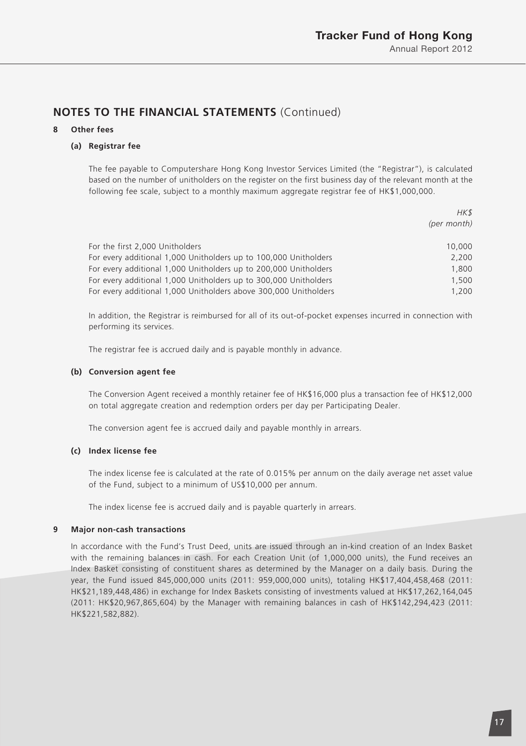## NOTES TO THE FINANCIAL STATEMENTS (Continued)

### 8 Other fees

#### (a) Registrar fee

The fee payable to Computershare Hong Kong Investor Services Limited (the "Registrar"), is calculated based on the number of unitholders on the register on the first business day of the relevant month at the following fee scale, subject to a monthly maximum aggregate registrar fee of HK$1,000,000.

| | *HK$* *(per month)* |
|---|---|
| For the first 2,000 Unitholders | 10,000 |
| For every additional 1,000 Unitholders up to 100,000 Unitholders | 2,200 |
| For every additional 1,000 Unitholders up to 200,000 Unitholders | 1,800 |
| For every additional 1,000 Unitholders up to 300,000 Unitholders | 1,500 |
| For every additional 1,000 Unitholders above 300,000 Unitholders | 1,200 |

In addition, the Registrar is reimbursed for all of its out-of-pocket expenses incurred in connection with performing its services.

The registrar fee is accrued daily and is payable monthly in advance.

#### (b) Conversion agent fee

The Conversion Agent received a monthly retainer fee of HK$16,000 plus a transaction fee of HK$12,000 on total aggregate creation and redemption orders per day per Participating Dealer.

The conversion agent fee is accrued daily and payable monthly in arrears.

#### (c) Index license fee

The index license fee is calculated at the rate of 0.015% per annum on the daily average net asset value of the Fund, subject to a minimum of US$10,000 per annum.

The index license fee is accrued daily and is payable quarterly in arrears.

### 9 Major non-cash transactions

In accordance with the Fund's Trust Deed, units are issued through an in-kind creation of an Index Basket with the remaining balances in cash. For each Creation Unit (of 1,000,000 units), the Fund receives an Index Basket consisting of constituent shares as determined by the Manager on a daily basis. During the year, the Fund issued 845,000,000 units (2011: 959,000,000 units), totaling HK$17,404,458,468 (2011: HK$21,189,448,486) in exchange for Index Baskets consisting of investments valued at HK$17,262,164,045 (2011: HK$20,967,865,604) by the Manager with remaining balances in cash of HK$142,294,423 (2011: HK$221,582,882).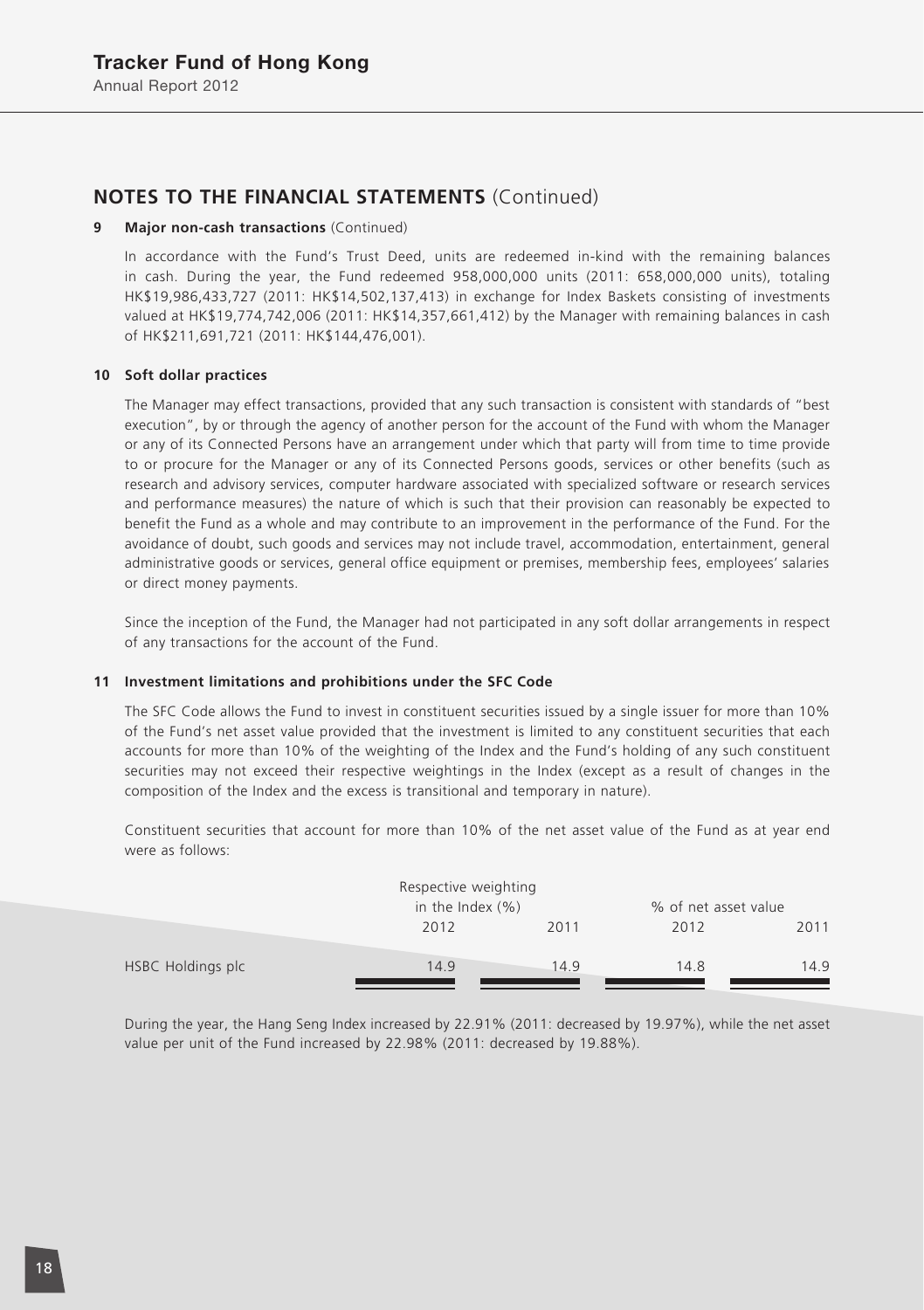## NOTES TO THE FINANCIAL STATEMENTS (Continued)

**9 Major non-cash transactions** (Continued)

In accordance with the Fund's Trust Deed, units are redeemed in-kind with the remaining balances in cash. During the year, the Fund redeemed 958,000,000 units (2011: 658,000,000 units), totaling HK$19,986,433,727 (2011: HK$14,502,137,413) in exchange for Index Baskets consisting of investments valued at HK$19,774,742,006 (2011: HK$14,357,661,412) by the Manager with remaining balances in cash of HK$211,691,721 (2011: HK$144,476,001).

**10 Soft dollar practices**

The Manager may effect transactions, provided that any such transaction is consistent with standards of "best execution", by or through the agency of another person for the account of the Fund with whom the Manager or any of its Connected Persons have an arrangement under which that party will from time to time provide to or procure for the Manager or any of its Connected Persons goods, services or other benefits (such as research and advisory services, computer hardware associated with specialized software or research services and performance measures) the nature of which is such that their provision can reasonably be expected to benefit the Fund as a whole and may contribute to an improvement in the performance of the Fund. For the avoidance of doubt, such goods and services may not include travel, accommodation, entertainment, general administrative goods or services, general office equipment or premises, membership fees, employees' salaries or direct money payments.

Since the inception of the Fund, the Manager had not participated in any soft dollar arrangements in respect of any transactions for the account of the Fund.

**11 Investment limitations and prohibitions under the SFC Code**

The SFC Code allows the Fund to invest in constituent securities issued by a single issuer for more than 10% of the Fund's net asset value provided that the investment is limited to any constituent securities that each accounts for more than 10% of the weighting of the Index and the Fund's holding of any such constituent securities may not exceed their respective weightings in the Index (except as a result of changes in the composition of the Index and the excess is transitional and temporary in nature).

Constituent securities that account for more than 10% of the net asset value of the Fund as at year end were as follows:

| | Respective weighting in the Index (%) | | % of net asset value | |
|---|---|---|---|---|
| | 2012 | 2011 | 2012 | 2011 |
| HSBC Holdings plc | 14.9 | 14.9 | 14.8 | 14.9 |

During the year, the Hang Seng Index increased by 22.91% (2011: decreased by 19.97%), while the net asset value per unit of the Fund increased by 22.98% (2011: decreased by 19.88%).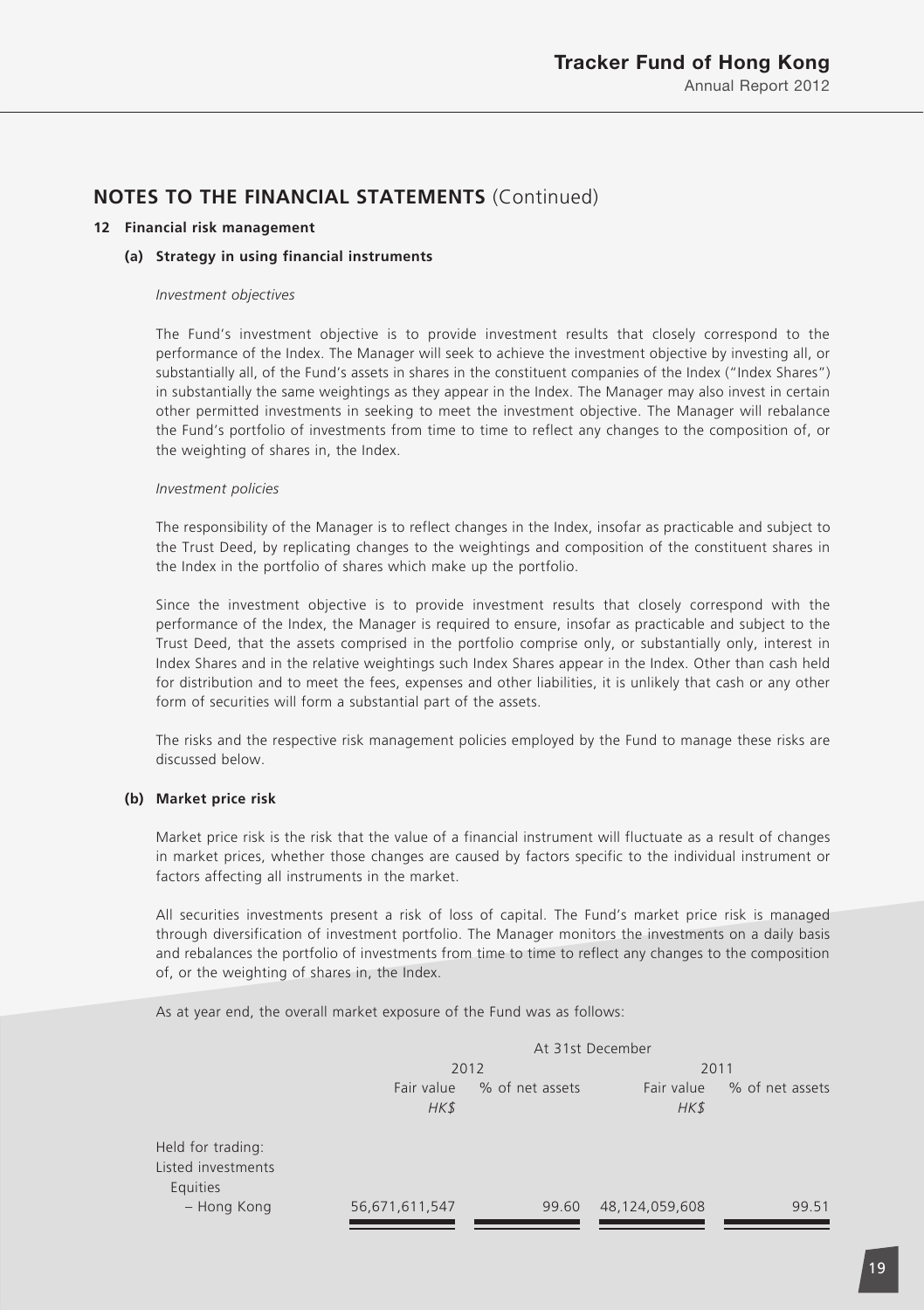## NOTES TO THE FINANCIAL STATEMENTS (Continued)

### 12 Financial risk management

#### (a) Strategy in using financial instruments

*Investment objectives*

The Fund's investment objective is to provide investment results that closely correspond to the performance of the Index. The Manager will seek to achieve the investment objective by investing all, or substantially all, of the Fund's assets in shares in the constituent companies of the Index ("Index Shares") in substantially the same weightings as they appear in the Index. The Manager may also invest in certain other permitted investments in seeking to meet the investment objective. The Manager will rebalance the Fund's portfolio of investments from time to time to reflect any changes to the composition of, or the weighting of shares in, the Index.

*Investment policies*

The responsibility of the Manager is to reflect changes in the Index, insofar as practicable and subject to the Trust Deed, by replicating changes to the weightings and composition of the constituent shares in the Index in the portfolio of shares which make up the portfolio.

Since the investment objective is to provide investment results that closely correspond with the performance of the Index, the Manager is required to ensure, insofar as practicable and subject to the Trust Deed, that the assets comprised in the portfolio comprise only, or substantially only, interest in Index Shares and in the relative weightings such Index Shares appear in the Index. Other than cash held for distribution and to meet the fees, expenses and other liabilities, it is unlikely that cash or any other form of securities will form a substantial part of the assets.

The risks and the respective risk management policies employed by the Fund to manage these risks are discussed below.

#### (b) Market price risk

Market price risk is the risk that the value of a financial instrument will fluctuate as a result of changes in market prices, whether those changes are caused by factors specific to the individual instrument or factors affecting all instruments in the market.

All securities investments present a risk of loss of capital. The Fund's market price risk is managed through diversification of investment portfolio. The Manager monitors the investments on a daily basis and rebalances the portfolio of investments from time to time to reflect any changes to the composition of, or the weighting of shares in, the Index.

As at year end, the overall market exposure of the Fund was as follows:

| | At 31st December | | | |
|---|---|---|---|---|
| | 2012 | | 2011 | |
| | Fair value *HK$* | % of net assets | Fair value *HK$* | % of net assets |
| Held for trading: | | | | |
| Listed investments | | | | |
| Equities | | | | |
| – Hong Kong | 56,671,611,547 | 99.60 | 48,124,059,608 | 99.51 |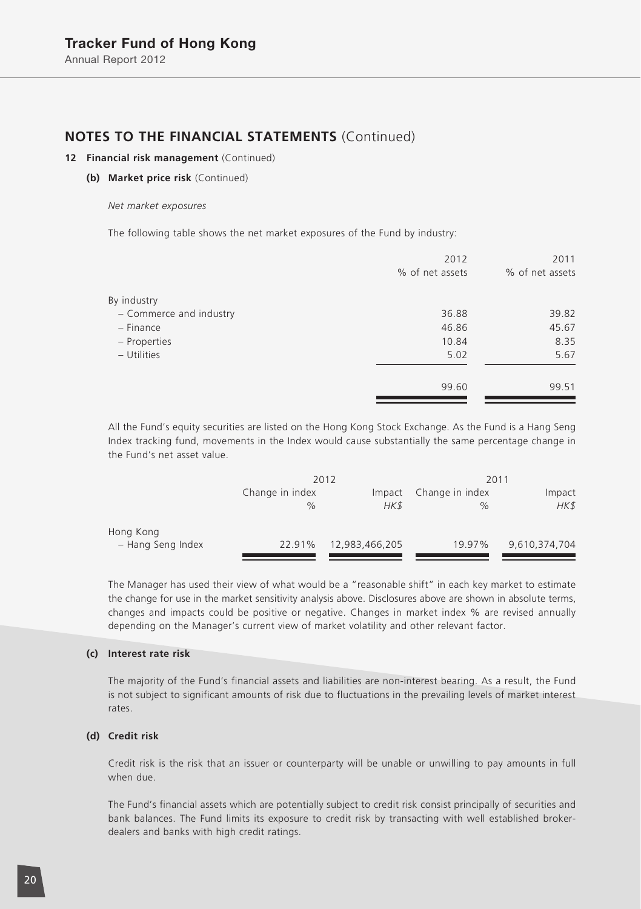## NOTES TO THE FINANCIAL STATEMENTS (Continued)

### 12 Financial risk management (Continued)

#### (b) Market price risk (Continued)

*Net market exposures*

The following table shows the net market exposures of the Fund by industry:

| | 2012<br>% of net assets | 2011<br>% of net assets |
|---|---|---|
| By industry | | |
| – Commerce and industry | 36.88 | 39.82 |
| – Finance | 46.86 | 45.67 |
| – Properties | 10.84 | 8.35 |
| – Utilities | 5.02 | 5.67 |
| | 99.60 | 99.51 |

All the Fund's equity securities are listed on the Hong Kong Stock Exchange. As the Fund is a Hang Seng Index tracking fund, movements in the Index would cause substantially the same percentage change in the Fund's net asset value.

| | 2012 | | 2011 | |
|---|---|---|---|---|
| | Change in index<br>% | Impact<br>HK$ | Change in index<br>% | Impact<br>HK$ |
| Hong Kong<br>– Hang Seng Index | 22.91% | 12,983,466,205 | 19.97% | 9,610,374,704 |

The Manager has used their view of what would be a "reasonable shift" in each key market to estimate the change for use in the market sensitivity analysis above. Disclosures above are shown in absolute terms, changes and impacts could be positive or negative. Changes in market index % are revised annually depending on the Manager's current view of market volatility and other relevant factor.

#### (c) Interest rate risk

The majority of the Fund's financial assets and liabilities are non-interest bearing. As a result, the Fund is not subject to significant amounts of risk due to fluctuations in the prevailing levels of market interest rates.

#### (d) Credit risk

Credit risk is the risk that an issuer or counterparty will be unable or unwilling to pay amounts in full when due.

The Fund's financial assets which are potentially subject to credit risk consist principally of securities and bank balances. The Fund limits its exposure to credit risk by transacting with well established broker-dealers and banks with high credit ratings.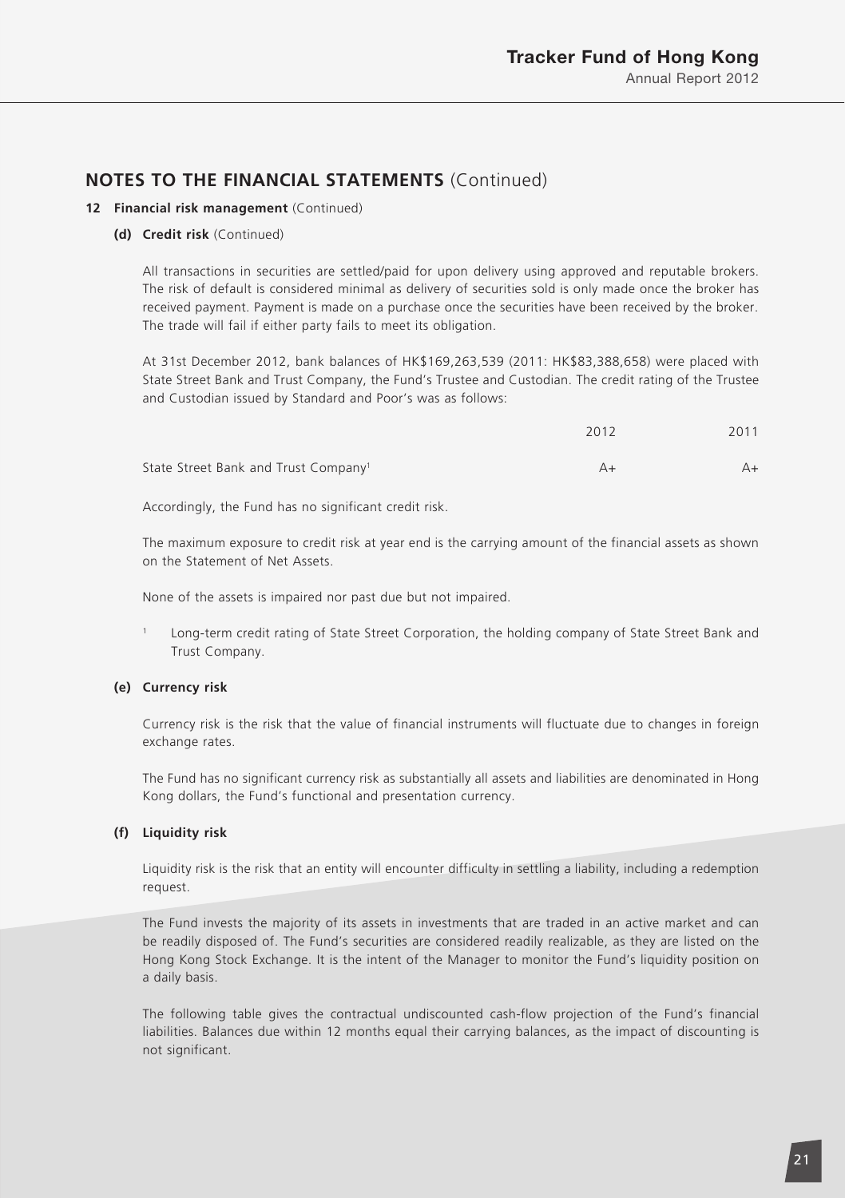## NOTES TO THE FINANCIAL STATEMENTS (Continued)

### 12 Financial risk management (Continued)

#### (d) Credit risk (Continued)

All transactions in securities are settled/paid for upon delivery using approved and reputable brokers. The risk of default is considered minimal as delivery of securities sold is only made once the broker has received payment. Payment is made on a purchase once the securities have been received by the broker. The trade will fail if either party fails to meet its obligation.

At 31st December 2012, bank balances of HK$169,263,539 (2011: HK$83,388,658) were placed with State Street Bank and Trust Company, the Fund's Trustee and Custodian. The credit rating of the Trustee and Custodian issued by Standard and Poor's was as follows:

| | 2012 | 2011 |
|---|---|---|
| State Street Bank and Trust Company[1] | A+ | A+ |

Accordingly, the Fund has no significant credit risk.

The maximum exposure to credit risk at year end is the carrying amount of the financial assets as shown on the Statement of Net Assets.

None of the assets is impaired nor past due but not impaired.

[1] Long-term credit rating of State Street Corporation, the holding company of State Street Bank and Trust Company.

#### (e) Currency risk

Currency risk is the risk that the value of financial instruments will fluctuate due to changes in foreign exchange rates.

The Fund has no significant currency risk as substantially all assets and liabilities are denominated in Hong Kong dollars, the Fund's functional and presentation currency.

#### (f) Liquidity risk

Liquidity risk is the risk that an entity will encounter difficulty in settling a liability, including a redemption request.

The Fund invests the majority of its assets in investments that are traded in an active market and can be readily disposed of. The Fund's securities are considered readily realizable, as they are listed on the Hong Kong Stock Exchange. It is the intent of the Manager to monitor the Fund's liquidity position on a daily basis.

The following table gives the contractual undiscounted cash-flow projection of the Fund's financial liabilities. Balances due within 12 months equal their carrying balances, as the impact of discounting is not significant.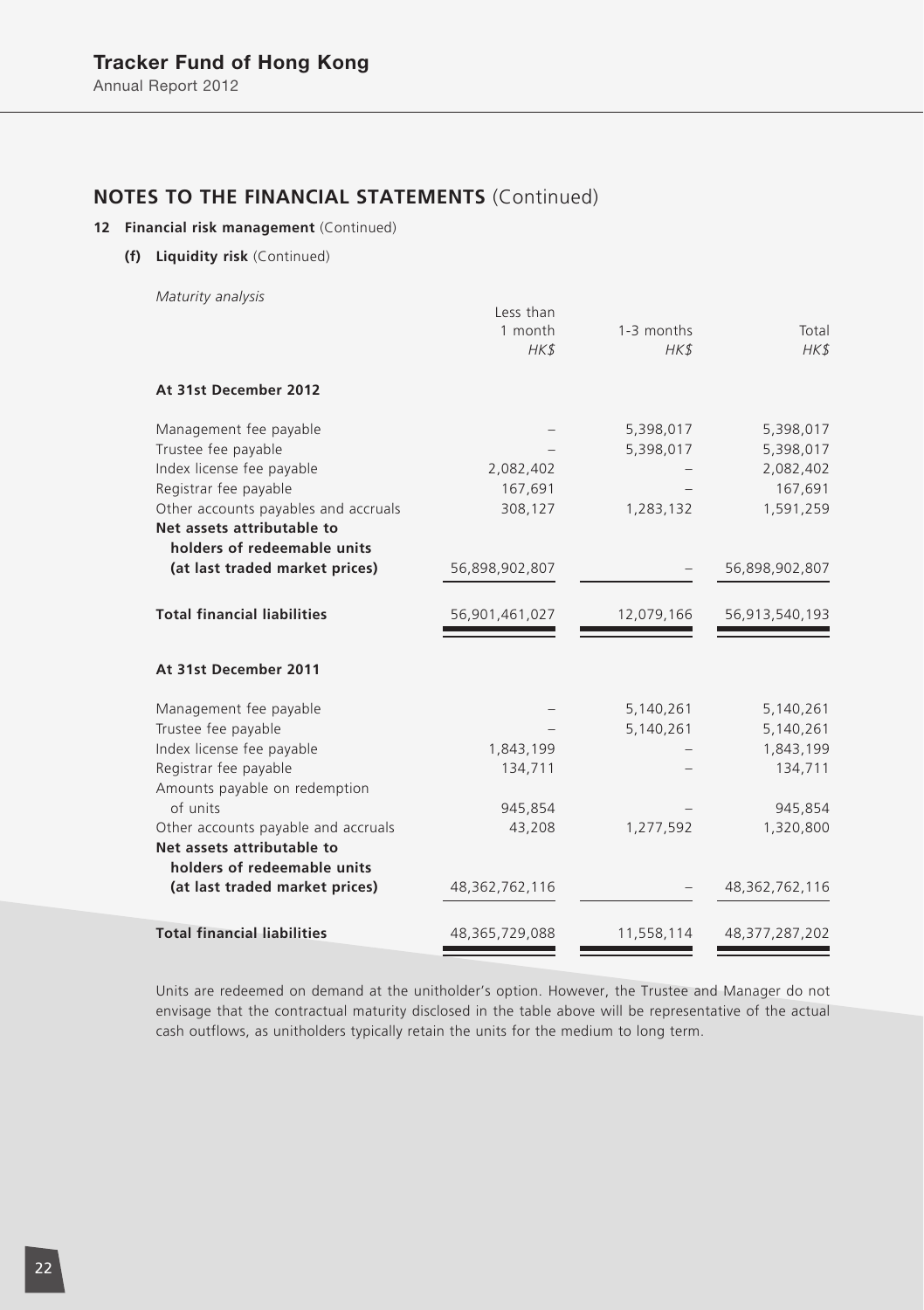## NOTES TO THE FINANCIAL STATEMENTS (Continued)

### 12 Financial risk management (Continued)

#### (f) Liquidity risk (Continued)

*Maturity analysis*

| | Less than 1 month *HK$* | 1-3 months *HK$* | Total *HK$* |
|---|---|---|---|
| **At 31st December 2012** | | | |
| Management fee payable | – | 5,398,017 | 5,398,017 |
| Trustee fee payable | – | 5,398,017 | 5,398,017 |
| Index license fee payable | 2,082,402 | – | 2,082,402 |
| Registrar fee payable | 167,691 | – | 167,691 |
| Other accounts payables and accruals | 308,127 | 1,283,132 | 1,591,259 |
| **Net assets attributable to holders of redeemable units (at last traded market prices)** | 56,898,902,807 | – | 56,898,902,807 |
| **Total financial liabilities** | 56,901,461,027 | 12,079,166 | 56,913,540,193 |
| **At 31st December 2011** | | | |
| Management fee payable | – | 5,140,261 | 5,140,261 |
| Trustee fee payable | – | 5,140,261 | 5,140,261 |
| Index license fee payable | 1,843,199 | – | 1,843,199 |
| Registrar fee payable | 134,711 | – | 134,711 |
| Amounts payable on redemption of units | 945,854 | – | 945,854 |
| Other accounts payable and accruals | 43,208 | 1,277,592 | 1,320,800 |
| **Net assets attributable to holders of redeemable units (at last traded market prices)** | 48,362,762,116 | – | 48,362,762,116 |
| **Total financial liabilities** | 48,365,729,088 | 11,558,114 | 48,377,287,202 |

Units are redeemed on demand at the unitholder's option. However, the Trustee and Manager do not envisage that the contractual maturity disclosed in the table above will be representative of the actual cash outflows, as unitholders typically retain the units for the medium to long term.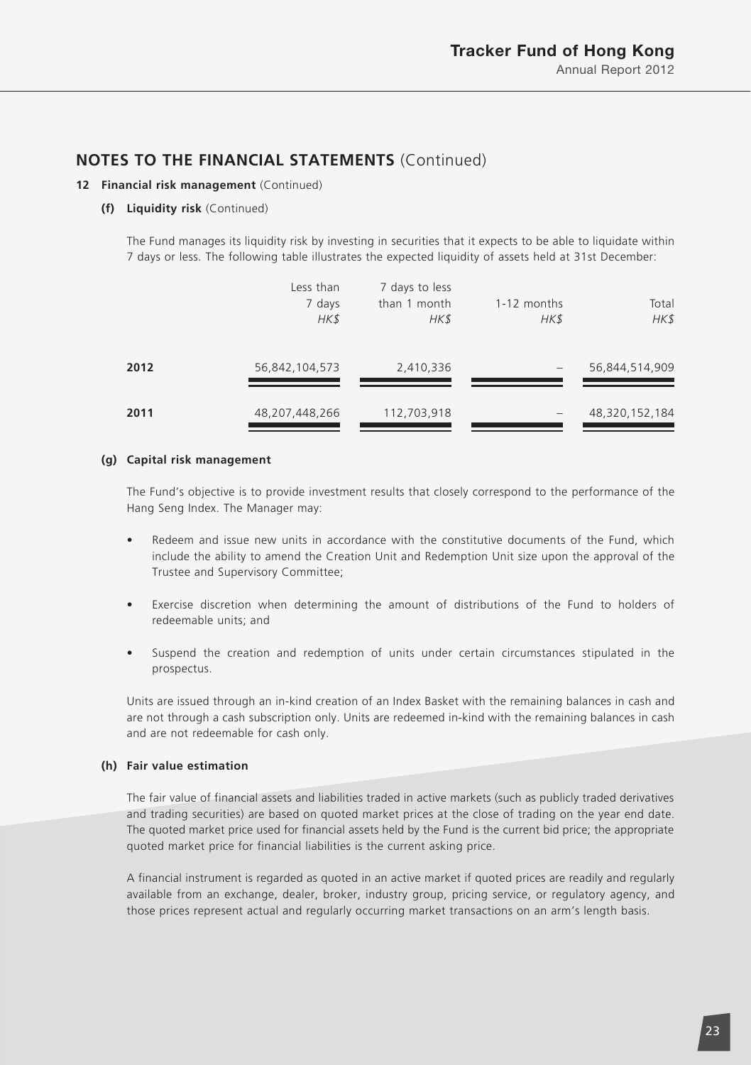## NOTES TO THE FINANCIAL STATEMENTS (Continued)

**12 Financial risk management** (Continued)

**(f) Liquidity risk** (Continued)

The Fund manages its liquidity risk by investing in securities that it expects to be able to liquidate within 7 days or less. The following table illustrates the expected liquidity of assets held at 31st December:

| | Less than 7 days *HK$* | 7 days to less than 1 month *HK$* | 1-12 months *HK$* | Total *HK$* |
|---|---|---|---|---|
| **2012** | 56,842,104,573 | 2,410,336 | – | 56,844,514,909 |
| **2011** | 48,207,448,266 | 112,703,918 | – | 48,320,152,184 |

**(g) Capital risk management**

The Fund's objective is to provide investment results that closely correspond to the performance of the Hang Seng Index. The Manager may:

- Redeem and issue new units in accordance with the constitutive documents of the Fund, which include the ability to amend the Creation Unit and Redemption Unit size upon the approval of the Trustee and Supervisory Committee;
- Exercise discretion when determining the amount of distributions of the Fund to holders of redeemable units; and
- Suspend the creation and redemption of units under certain circumstances stipulated in the prospectus.

Units are issued through an in-kind creation of an Index Basket with the remaining balances in cash and are not through a cash subscription only. Units are redeemed in-kind with the remaining balances in cash and are not redeemable for cash only.

**(h) Fair value estimation**

The fair value of financial assets and liabilities traded in active markets (such as publicly traded derivatives and trading securities) are based on quoted market prices at the close of trading on the year end date. The quoted market price used for financial assets held by the Fund is the current bid price; the appropriate quoted market price for financial liabilities is the current asking price.

A financial instrument is regarded as quoted in an active market if quoted prices are readily and regularly available from an exchange, dealer, broker, industry group, pricing service, or regulatory agency, and those prices represent actual and regularly occurring market transactions on an arm's length basis.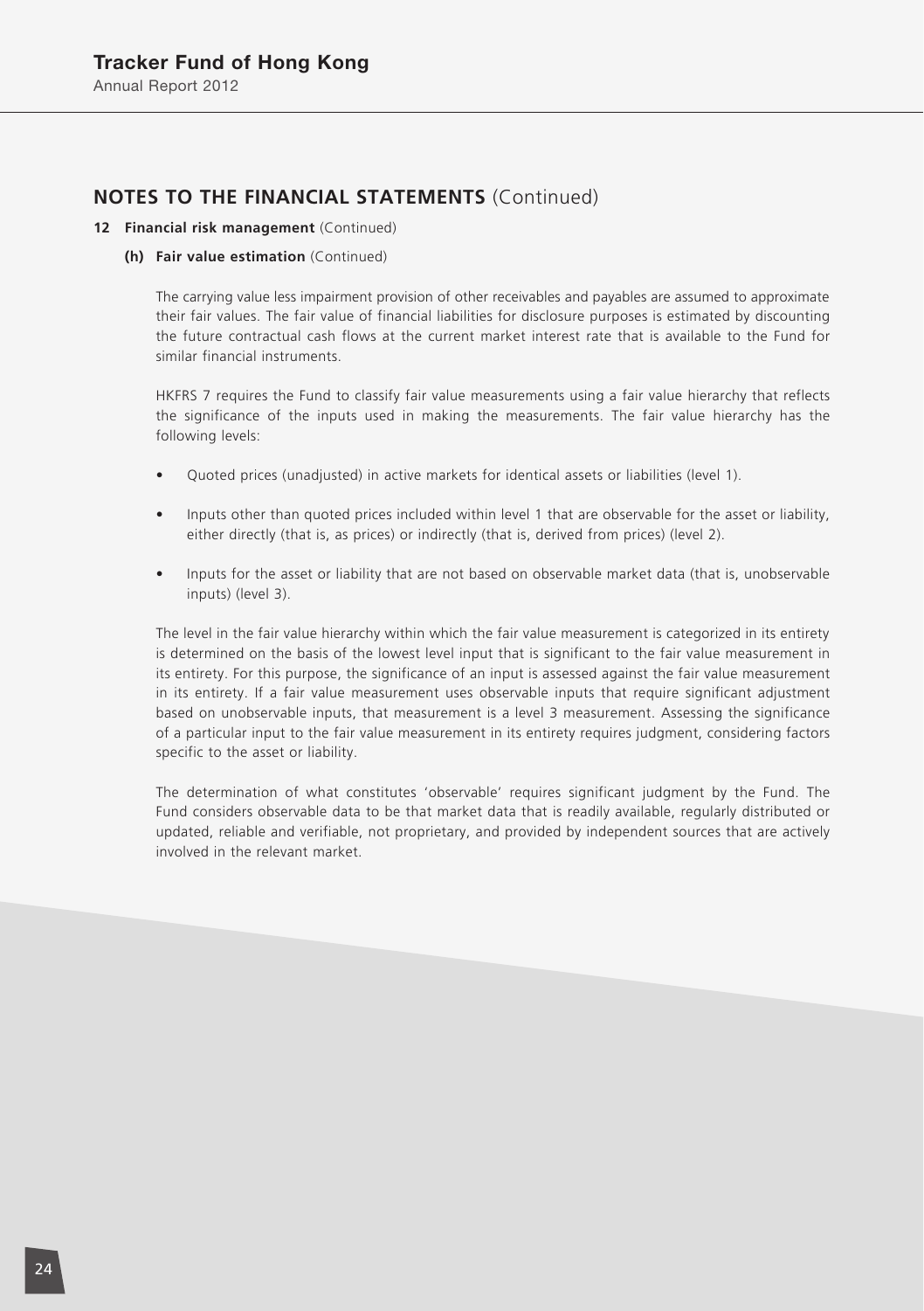## NOTES TO THE FINANCIAL STATEMENTS (Continued)

### 12 Financial risk management (Continued)

#### (h) Fair value estimation (Continued)

The carrying value less impairment provision of other receivables and payables are assumed to approximate their fair values. The fair value of financial liabilities for disclosure purposes is estimated by discounting the future contractual cash flows at the current market interest rate that is available to the Fund for similar financial instruments.

HKFRS 7 requires the Fund to classify fair value measurements using a fair value hierarchy that reflects the significance of the inputs used in making the measurements. The fair value hierarchy has the following levels:

- Quoted prices (unadjusted) in active markets for identical assets or liabilities (level 1).
- Inputs other than quoted prices included within level 1 that are observable for the asset or liability, either directly (that is, as prices) or indirectly (that is, derived from prices) (level 2).
- Inputs for the asset or liability that are not based on observable market data (that is, unobservable inputs) (level 3).

The level in the fair value hierarchy within which the fair value measurement is categorized in its entirety is determined on the basis of the lowest level input that is significant to the fair value measurement in its entirety. For this purpose, the significance of an input is assessed against the fair value measurement in its entirety. If a fair value measurement uses observable inputs that require significant adjustment based on unobservable inputs, that measurement is a level 3 measurement. Assessing the significance of a particular input to the fair value measurement in its entirety requires judgment, considering factors specific to the asset or liability.

The determination of what constitutes 'observable' requires significant judgment by the Fund. The Fund considers observable data to be that market data that is readily available, regularly distributed or updated, reliable and verifiable, not proprietary, and provided by independent sources that are actively involved in the relevant market.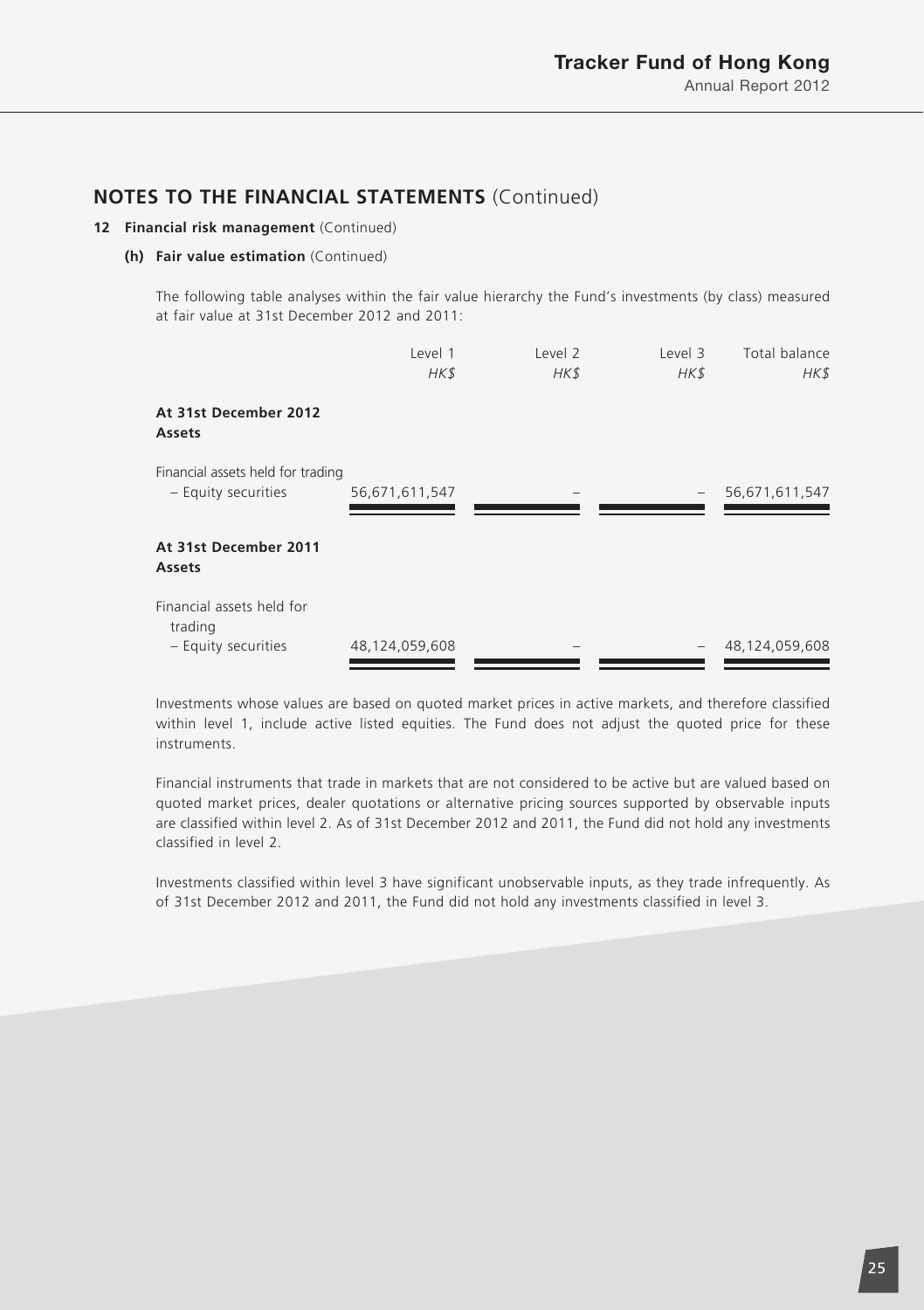## NOTES TO THE FINANCIAL STATEMENTS (Continued)

### 12 Financial risk management (Continued)

#### (h) Fair value estimation (Continued)

The following table analyses within the fair value hierarchy the Fund's investments (by class) measured at fair value at 31st December 2012 and 2011:

| | Level 1<br>*HK$* | Level 2<br>*HK$* | Level 3<br>*HK$* | Total balance<br>*HK$* |
|---|---|---|---|---|
| **At 31st December 2012** | | | | |
| **Assets** | | | | |
| Financial assets held for trading | | | | |
| – Equity securities | 56,671,611,547 | – | – | 56,671,611,547 |
| **At 31st December 2011** | | | | |
| **Assets** | | | | |
| Financial assets held for trading | | | | |
| – Equity securities | 48,124,059,608 | – | – | 48,124,059,608 |

Investments whose values are based on quoted market prices in active markets, and therefore classified within level 1, include active listed equities. The Fund does not adjust the quoted price for these instruments.

Financial instruments that trade in markets that are not considered to be active but are valued based on quoted market prices, dealer quotations or alternative pricing sources supported by observable inputs are classified within level 2. As of 31st December 2012 and 2011, the Fund did not hold any investments classified in level 2.

Investments classified within level 3 have significant unobservable inputs, as they trade infrequently. As of 31st December 2012 and 2011, the Fund did not hold any investments classified in level 3.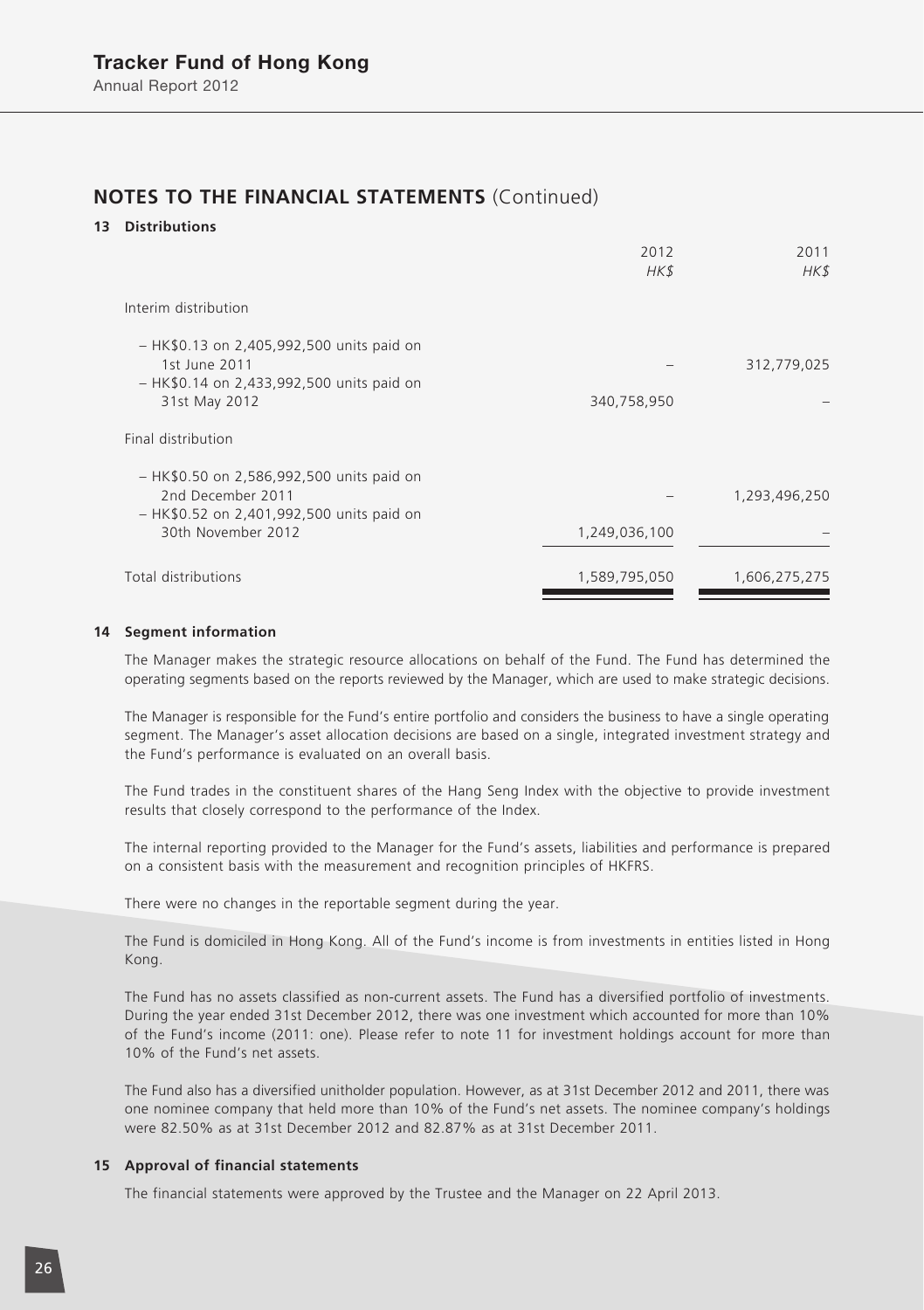## NOTES TO THE FINANCIAL STATEMENTS (Continued)

### 13 Distributions

| | 2012 *HK$* | 2011 *HK$* |
|---|---|---|
| Interim distribution | | |
| – HK$0.13 on 2,405,992,500 units paid on 1st June 2011 | – | 312,779,025 |
| – HK$0.14 on 2,433,992,500 units paid on 31st May 2012 | 340,758,950 | – |
| Final distribution | | |
| – HK$0.50 on 2,586,992,500 units paid on 2nd December 2011 | – | 1,293,496,250 |
| – HK$0.52 on 2,401,992,500 units paid on 30th November 2012 | 1,249,036,100 | – |
| Total distributions | 1,589,795,050 | 1,606,275,275 |

### 14 Segment information

The Manager makes the strategic resource allocations on behalf of the Fund. The Fund has determined the operating segments based on the reports reviewed by the Manager, which are used to make strategic decisions.

The Manager is responsible for the Fund's entire portfolio and considers the business to have a single operating segment. The Manager's asset allocation decisions are based on a single, integrated investment strategy and the Fund's performance is evaluated on an overall basis.

The Fund trades in the constituent shares of the Hang Seng Index with the objective to provide investment results that closely correspond to the performance of the Index.

The internal reporting provided to the Manager for the Fund's assets, liabilities and performance is prepared on a consistent basis with the measurement and recognition principles of HKFRS.

There were no changes in the reportable segment during the year.

The Fund is domiciled in Hong Kong. All of the Fund's income is from investments in entities listed in Hong Kong.

The Fund has no assets classified as non-current assets. The Fund has a diversified portfolio of investments. During the year ended 31st December 2012, there was one investment which accounted for more than 10% of the Fund's income (2011: one). Please refer to note 11 for investment holdings account for more than 10% of the Fund's net assets.

The Fund also has a diversified unitholder population. However, as at 31st December 2012 and 2011, there was one nominee company that held more than 10% of the Fund's net assets. The nominee company's holdings were 82.50% as at 31st December 2012 and 82.87% as at 31st December 2011.

### 15 Approval of financial statements

The financial statements were approved by the Trustee and the Manager on 22 April 2013.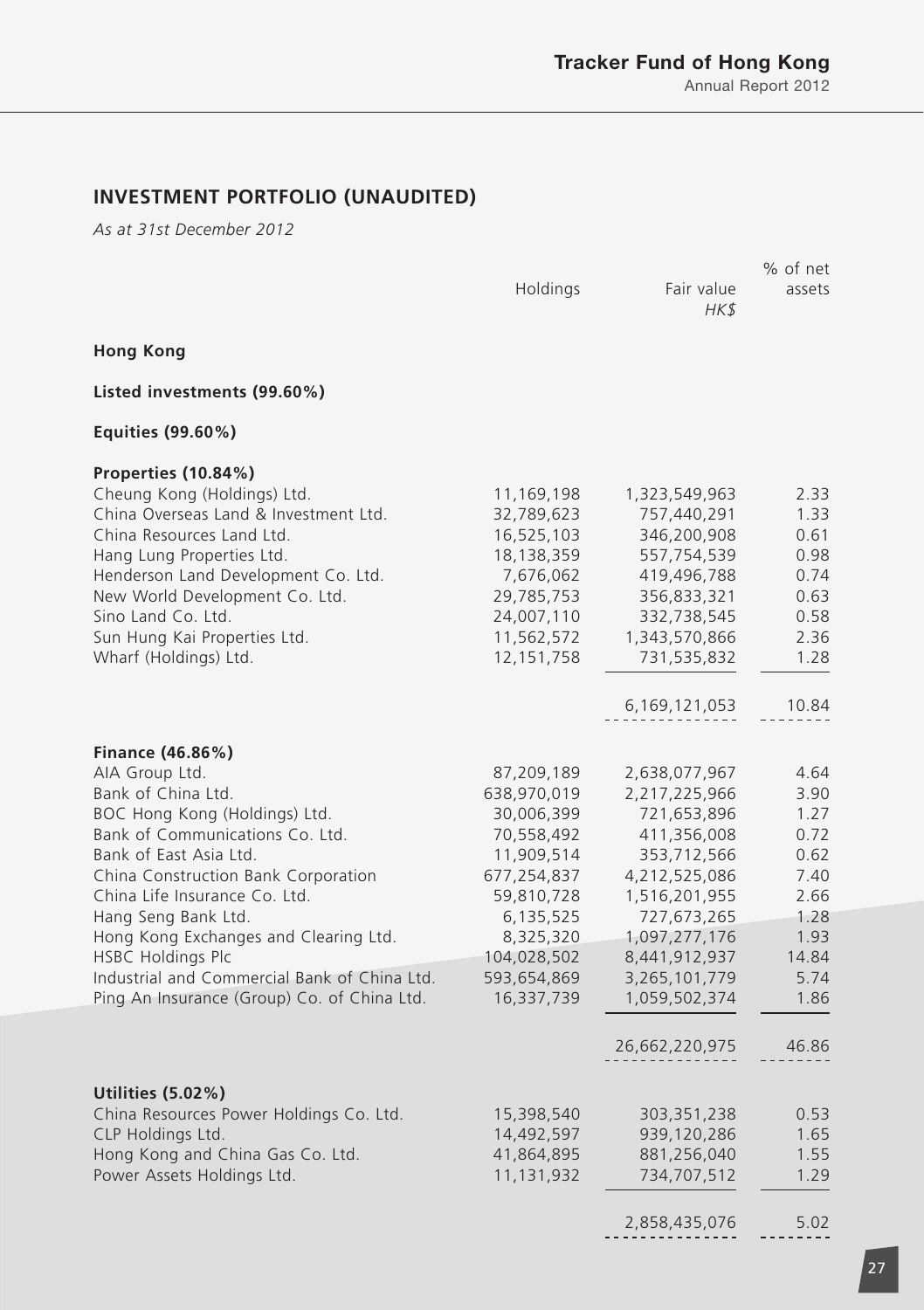## INVESTMENT PORTFOLIO (UNAUDITED)

*As at 31st December 2012*

| | Holdings | Fair value *HK$* | % of net assets |
|---|---|---|---|
| **Hong Kong** | | | |
| **Listed investments (99.60%)** | | | |
| **Equities (99.60%)** | | | |
| **Properties (10.84%)** | | | |
| Cheung Kong (Holdings) Ltd. | 11,169,198 | 1,323,549,963 | 2.33 |
| China Overseas Land & Investment Ltd. | 32,789,623 | 757,440,291 | 1.33 |
| China Resources Land Ltd. | 16,525,103 | 346,200,908 | 0.61 |
| Hang Lung Properties Ltd. | 18,138,359 | 557,754,539 | 0.98 |
| Henderson Land Development Co. Ltd. | 7,676,062 | 419,496,788 | 0.74 |
| New World Development Co. Ltd. | 29,785,753 | 356,833,321 | 0.63 |
| Sino Land Co. Ltd. | 24,007,110 | 332,738,545 | 0.58 |
| Sun Hung Kai Properties Ltd. | 11,562,572 | 1,343,570,866 | 2.36 |
| Wharf (Holdings) Ltd. | 12,151,758 | 731,535,832 | 1.28 |
| | | 6,169,121,053 | 10.84 |
| **Finance (46.86%)** | | | |
| AIA Group Ltd. | 87,209,189 | 2,638,077,967 | 4.64 |
| Bank of China Ltd. | 638,970,019 | 2,217,225,966 | 3.90 |
| BOC Hong Kong (Holdings) Ltd. | 30,006,399 | 721,653,896 | 1.27 |
| Bank of Communications Co. Ltd. | 70,558,492 | 411,356,008 | 0.72 |
| Bank of East Asia Ltd. | 11,909,514 | 353,712,566 | 0.62 |
| China Construction Bank Corporation | 677,254,837 | 4,212,525,086 | 7.40 |
| China Life Insurance Co. Ltd. | 59,810,728 | 1,516,201,955 | 2.66 |
| Hang Seng Bank Ltd. | 6,135,525 | 727,673,265 | 1.28 |
| Hong Kong Exchanges and Clearing Ltd. | 8,325,320 | 1,097,277,176 | 1.93 |
| HSBC Holdings Plc | 104,028,502 | 8,441,912,937 | 14.84 |
| Industrial and Commercial Bank of China Ltd. | 593,654,869 | 3,265,101,779 | 5.74 |
| Ping An Insurance (Group) Co. of China Ltd. | 16,337,739 | 1,059,502,374 | 1.86 |
| | | 26,662,220,975 | 46.86 |
| **Utilities (5.02%)** | | | |
| China Resources Power Holdings Co. Ltd. | 15,398,540 | 303,351,238 | 0.53 |
| CLP Holdings Ltd. | 14,492,597 | 939,120,286 | 1.65 |
| Hong Kong and China Gas Co. Ltd. | 41,864,895 | 881,256,040 | 1.55 |
| Power Assets Holdings Ltd. | 11,131,932 | 734,707,512 | 1.29 |
| | | 2,858,435,076 | 5.02 |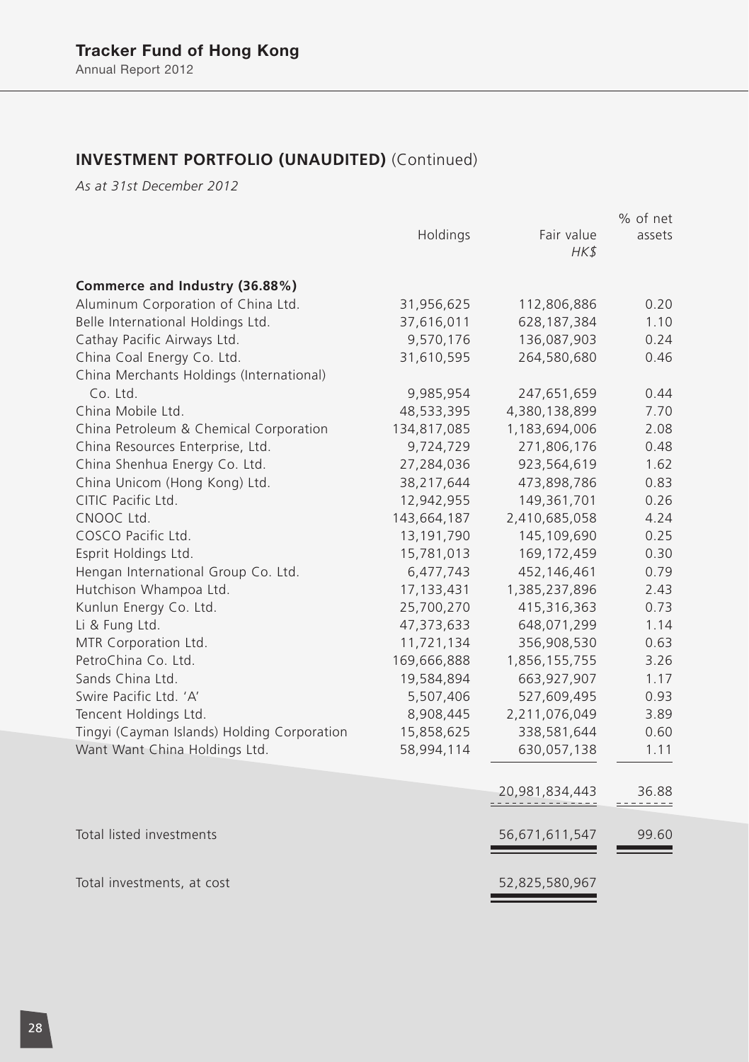## INVESTMENT PORTFOLIO (UNAUDITED) (Continued)

*As at 31st December 2012*

| | Holdings | Fair value<br>*HK$* | % of net assets |
|---|---|---|---|
| **Commerce and Industry (36.88%)** | | | |
| Aluminum Corporation of China Ltd. | 31,956,625 | 112,806,886 | 0.20 |
| Belle International Holdings Ltd. | 37,616,011 | 628,187,384 | 1.10 |
| Cathay Pacific Airways Ltd. | 9,570,176 | 136,087,903 | 0.24 |
| China Coal Energy Co. Ltd. | 31,610,595 | 264,580,680 | 0.46 |
| China Merchants Holdings (International) Co. Ltd. | 9,985,954 | 247,651,659 | 0.44 |
| China Mobile Ltd. | 48,533,395 | 4,380,138,899 | 7.70 |
| China Petroleum & Chemical Corporation | 134,817,085 | 1,183,694,006 | 2.08 |
| China Resources Enterprise, Ltd. | 9,724,729 | 271,806,176 | 0.48 |
| China Shenhua Energy Co. Ltd. | 27,284,036 | 923,564,619 | 1.62 |
| China Unicom (Hong Kong) Ltd. | 38,217,644 | 473,898,786 | 0.83 |
| CITIC Pacific Ltd. | 12,942,955 | 149,361,701 | 0.26 |
| CNOOC Ltd. | 143,664,187 | 2,410,685,058 | 4.24 |
| COSCO Pacific Ltd. | 13,191,790 | 145,109,690 | 0.25 |
| Esprit Holdings Ltd. | 15,781,013 | 169,172,459 | 0.30 |
| Hengan International Group Co. Ltd. | 6,477,743 | 452,146,461 | 0.79 |
| Hutchison Whampoa Ltd. | 17,133,431 | 1,385,237,896 | 2.43 |
| Kunlun Energy Co. Ltd. | 25,700,270 | 415,316,363 | 0.73 |
| Li & Fung Ltd. | 47,373,633 | 648,071,299 | 1.14 |
| MTR Corporation Ltd. | 11,721,134 | 356,908,530 | 0.63 |
| PetroChina Co. Ltd. | 169,666,888 | 1,856,155,755 | 3.26 |
| Sands China Ltd. | 19,584,894 | 663,927,907 | 1.17 |
| Swire Pacific Ltd. 'A' | 5,507,406 | 527,609,495 | 0.93 |
| Tencent Holdings Ltd. | 8,908,445 | 2,211,076,049 | 3.89 |
| Tingyi (Cayman Islands) Holding Corporation | 15,858,625 | 338,581,644 | 0.60 |
| Want Want China Holdings Ltd. | 58,994,114 | 630,057,138 | 1.11 |
| | | 20,981,834,443 | 36.88 |
| Total listed investments | | 56,671,611,547 | 99.60 |
| Total investments, at cost | | 52,825,580,967 | |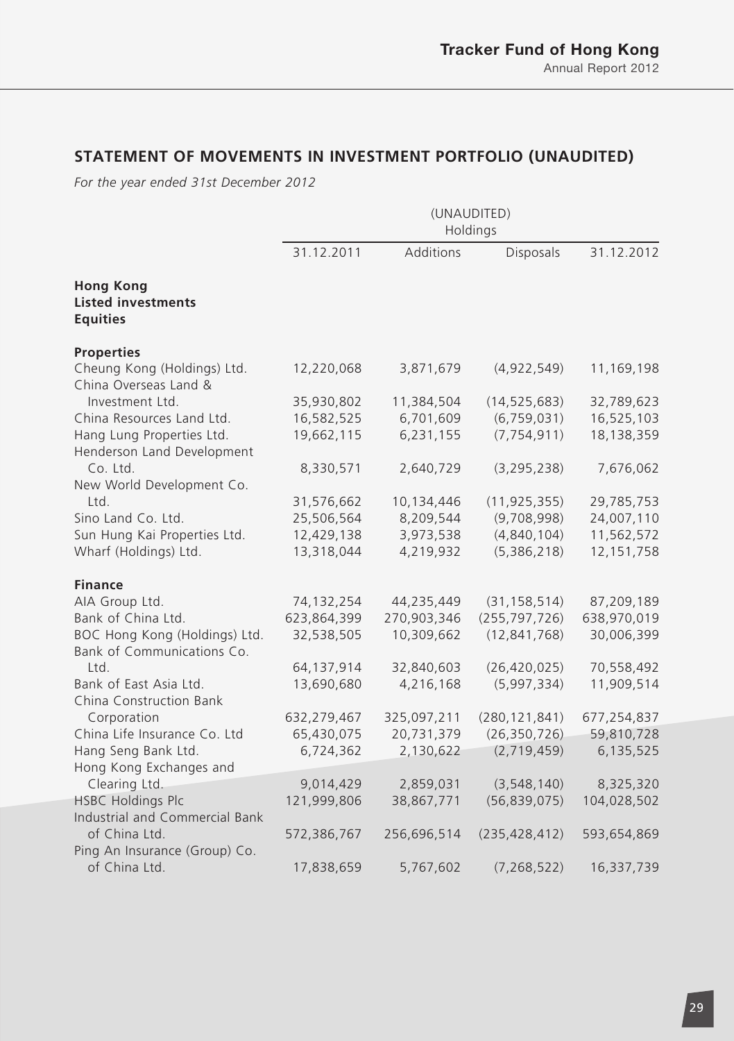## STATEMENT OF MOVEMENTS IN INVESTMENT PORTFOLIO (UNAUDITED)

*For the year ended 31st December 2012*

| | (UNAUDITED) Holdings | | | |
|---|---|---|---|---|
| | 31.12.2011 | Additions | Disposals | 31.12.2012 |
| **Hong Kong** | | | | |
| **Listed investments** | | | | |
| **Equities** | | | | |
| **Properties** | | | | |
| Cheung Kong (Holdings) Ltd. | 12,220,068 | 3,871,679 | (4,922,549) | 11,169,198 |
| China Overseas Land & Investment Ltd. | 35,930,802 | 11,384,504 | (14,525,683) | 32,789,623 |
| China Resources Land Ltd. | 16,582,525 | 6,701,609 | (6,759,031) | 16,525,103 |
| Hang Lung Properties Ltd. | 19,662,115 | 6,231,155 | (7,754,911) | 18,138,359 |
| Henderson Land Development Co. Ltd. | 8,330,571 | 2,640,729 | (3,295,238) | 7,676,062 |
| New World Development Co. Ltd. | 31,576,662 | 10,134,446 | (11,925,355) | 29,785,753 |
| Sino Land Co. Ltd. | 25,506,564 | 8,209,544 | (9,708,998) | 24,007,110 |
| Sun Hung Kai Properties Ltd. | 12,429,138 | 3,973,538 | (4,840,104) | 11,562,572 |
| Wharf (Holdings) Ltd. | 13,318,044 | 4,219,932 | (5,386,218) | 12,151,758 |
| **Finance** | | | | |
| AIA Group Ltd. | 74,132,254 | 44,235,449 | (31,158,514) | 87,209,189 |
| Bank of China Ltd. | 623,864,399 | 270,903,346 | (255,797,726) | 638,970,019 |
| BOC Hong Kong (Holdings) Ltd. | 32,538,505 | 10,309,662 | (12,841,768) | 30,006,399 |
| Bank of Communications Co. Ltd. | 64,137,914 | 32,840,603 | (26,420,025) | 70,558,492 |
| Bank of East Asia Ltd. | 13,690,680 | 4,216,168 | (5,997,334) | 11,909,514 |
| China Construction Bank Corporation | 632,279,467 | 325,097,211 | (280,121,841) | 677,254,837 |
| China Life Insurance Co. Ltd | 65,430,075 | 20,731,379 | (26,350,726) | 59,810,728 |
| Hang Seng Bank Ltd. | 6,724,362 | 2,130,622 | (2,719,459) | 6,135,525 |
| Hong Kong Exchanges and Clearing Ltd. | 9,014,429 | 2,859,031 | (3,548,140) | 8,325,320 |
| HSBC Holdings Plc | 121,999,806 | 38,867,771 | (56,839,075) | 104,028,502 |
| Industrial and Commercial Bank of China Ltd. | 572,386,767 | 256,696,514 | (235,428,412) | 593,654,869 |
| Ping An Insurance (Group) Co. of China Ltd. | 17,838,659 | 5,767,602 | (7,268,522) | 16,337,739 |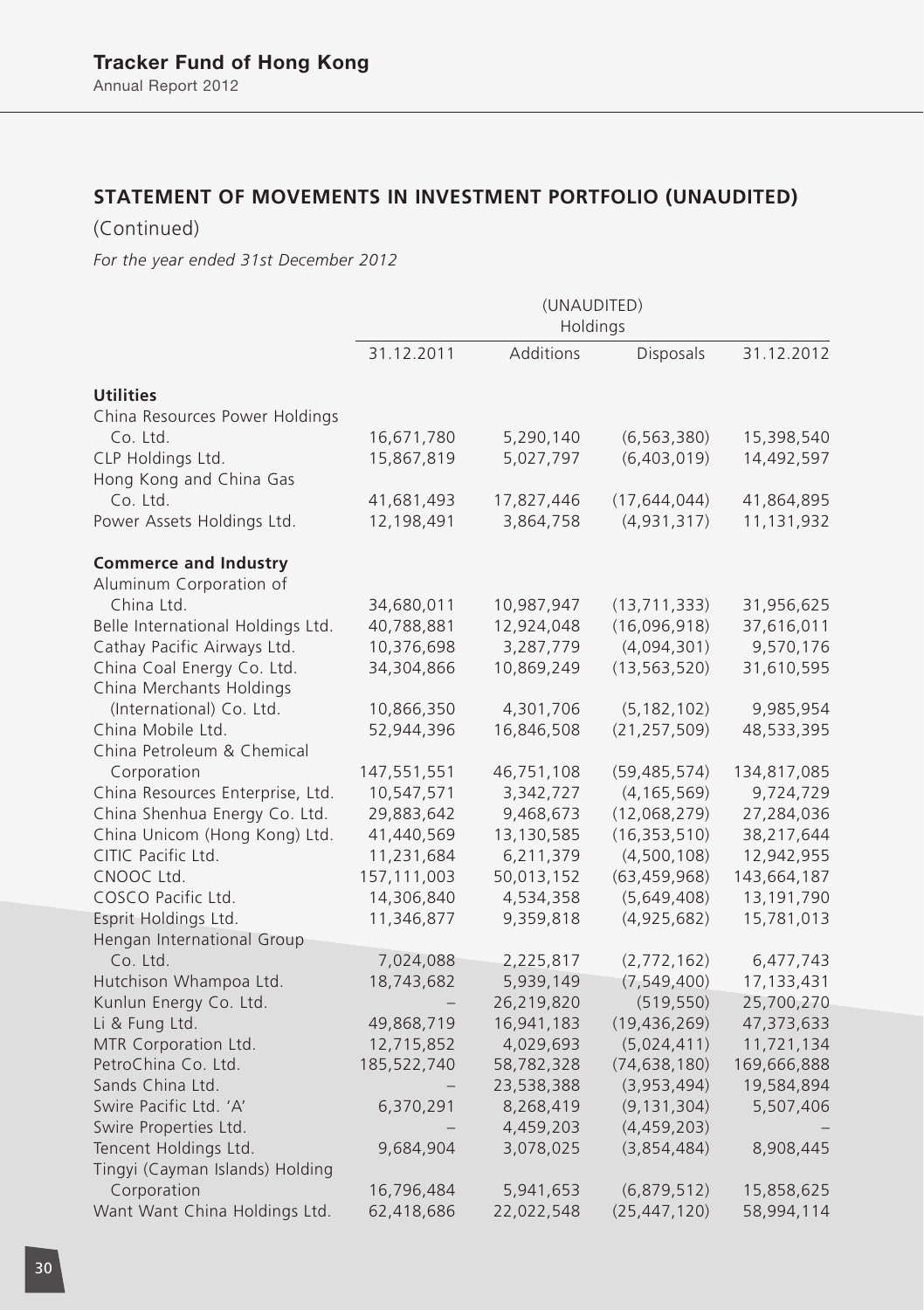## STATEMENT OF MOVEMENTS IN INVESTMENT PORTFOLIO (UNAUDITED)

(Continued)

*For the year ended 31st December 2012*

| | (UNAUDITED) Holdings | | | |
|---|---|---|---|---|
| | 31.12.2011 | Additions | Disposals | 31.12.2012 |
| **Utilities** | | | | |
| China Resources Power Holdings Co. Ltd. | 16,671,780 | 5,290,140 | (6,563,380) | 15,398,540 |
| CLP Holdings Ltd. | 15,867,819 | 5,027,797 | (6,403,019) | 14,492,597 |
| Hong Kong and China Gas Co. Ltd. | 41,681,493 | 17,827,446 | (17,644,044) | 41,864,895 |
| Power Assets Holdings Ltd. | 12,198,491 | 3,864,758 | (4,931,317) | 11,131,932 |
| **Commerce and Industry** | | | | |
| Aluminum Corporation of China Ltd. | 34,680,011 | 10,987,947 | (13,711,333) | 31,956,625 |
| Belle International Holdings Ltd. | 40,788,881 | 12,924,048 | (16,096,918) | 37,616,011 |
| Cathay Pacific Airways Ltd. | 10,376,698 | 3,287,779 | (4,094,301) | 9,570,176 |
| China Coal Energy Co. Ltd. | 34,304,866 | 10,869,249 | (13,563,520) | 31,610,595 |
| China Merchants Holdings (International) Co. Ltd. | 10,866,350 | 4,301,706 | (5,182,102) | 9,985,954 |
| China Mobile Ltd. | 52,944,396 | 16,846,508 | (21,257,509) | 48,533,395 |
| China Petroleum & Chemical Corporation | 147,551,551 | 46,751,108 | (59,485,574) | 134,817,085 |
| China Resources Enterprise, Ltd. | 10,547,571 | 3,342,727 | (4,165,569) | 9,724,729 |
| China Shenhua Energy Co. Ltd. | 29,883,642 | 9,468,673 | (12,068,279) | 27,284,036 |
| China Unicom (Hong Kong) Ltd. | 41,440,569 | 13,130,585 | (16,353,510) | 38,217,644 |
| CITIC Pacific Ltd. | 11,231,684 | 6,211,379 | (4,500,108) | 12,942,955 |
| CNOOC Ltd. | 157,111,003 | 50,013,152 | (63,459,968) | 143,664,187 |
| COSCO Pacific Ltd. | 14,306,840 | 4,534,358 | (5,649,408) | 13,191,790 |
| Esprit Holdings Ltd. | 11,346,877 | 9,359,818 | (4,925,682) | 15,781,013 |
| Hengan International Group Co. Ltd. | 7,024,088 | 2,225,817 | (2,772,162) | 6,477,743 |
| Hutchison Whampoa Ltd. | 18,743,682 | 5,939,149 | (7,549,400) | 17,133,431 |
| Kunlun Energy Co. Ltd. | – | 26,219,820 | (519,550) | 25,700,270 |
| Li & Fung Ltd. | 49,868,719 | 16,941,183 | (19,436,269) | 47,373,633 |
| MTR Corporation Ltd. | 12,715,852 | 4,029,693 | (5,024,411) | 11,721,134 |
| PetroChina Co. Ltd. | 185,522,740 | 58,782,328 | (74,638,180) | 169,666,888 |
| Sands China Ltd. | – | 23,538,388 | (3,953,494) | 19,584,894 |
| Swire Pacific Ltd. 'A' | 6,370,291 | 8,268,419 | (9,131,304) | 5,507,406 |
| Swire Properties Ltd. | – | 4,459,203 | (4,459,203) | – |
| Tencent Holdings Ltd. | 9,684,904 | 3,078,025 | (3,854,484) | 8,908,445 |
| Tingyi (Cayman Islands) Holding Corporation | 16,796,484 | 5,941,653 | (6,879,512) | 15,858,625 |
| Want Want China Holdings Ltd. | 62,418,686 | 22,022,548 | (25,447,120) | 58,994,114 |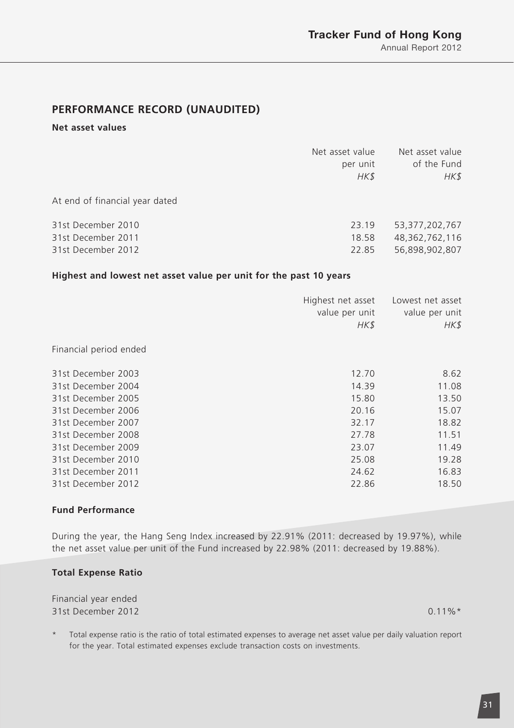## PERFORMANCE RECORD (UNAUDITED)

### Net asset values

| | Net asset value per unit *HK$* | Net asset value of the Fund *HK$* |
|---|---|---|
| At end of financial year dated | | |
| 31st December 2010 | 23.19 | 53,377,202,767 |
| 31st December 2011 | 18.58 | 48,362,762,116 |
| 31st December 2012 | 22.85 | 56,898,902,807 |

### Highest and lowest net asset value per unit for the past 10 years

| | Highest net asset value per unit *HK$* | Lowest net asset value per unit *HK$* |
|---|---|---|
| Financial period ended | | |
| 31st December 2003 | 12.70 | 8.62 |
| 31st December 2004 | 14.39 | 11.08 |
| 31st December 2005 | 15.80 | 13.50 |
| 31st December 2006 | 20.16 | 15.07 |
| 31st December 2007 | 32.17 | 18.82 |
| 31st December 2008 | 27.78 | 11.51 |
| 31st December 2009 | 23.07 | 11.49 |
| 31st December 2010 | 25.08 | 19.28 |
| 31st December 2011 | 24.62 | 16.83 |
| 31st December 2012 | 22.86 | 18.50 |

### Fund Performance

During the year, the Hang Seng Index increased by 22.91% (2011: decreased by 19.97%), while the net asset value per unit of the Fund increased by 22.98% (2011: decreased by 19.88%).

### Total Expense Ratio

| Financial year ended | |
|---|---|
| 31st December 2012 | 0.11%* |

\* Total expense ratio is the ratio of total estimated expenses to average net asset value per daily valuation report for the year. Total estimated expenses exclude transaction costs on investments.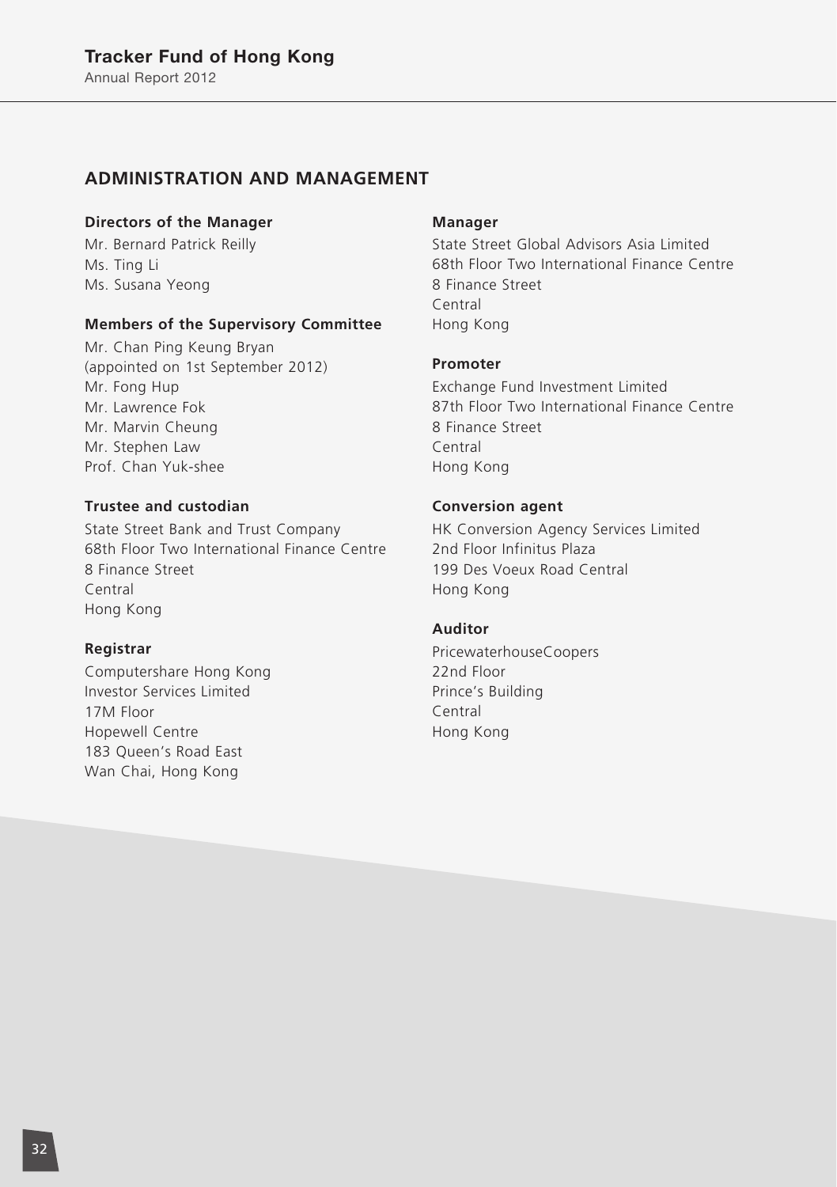## ADMINISTRATION AND MANAGEMENT

**Directors of the Manager**

Mr. Bernard Patrick Reilly
Ms. Ting Li
Ms. Susana Yeong

**Members of the Supervisory Committee**

Mr. Chan Ping Keung Bryan
(appointed on 1st September 2012)
Mr. Fong Hup
Mr. Lawrence Fok
Mr. Marvin Cheung
Mr. Stephen Law
Prof. Chan Yuk-shee

**Trustee and custodian**

State Street Bank and Trust Company
68th Floor Two International Finance Centre
8 Finance Street
Central
Hong Kong

**Registrar**

Computershare Hong Kong
Investor Services Limited
17M Floor
Hopewell Centre
183 Queen's Road East
Wan Chai, Hong Kong

**Manager**

State Street Global Advisors Asia Limited
68th Floor Two International Finance Centre
8 Finance Street
Central
Hong Kong

**Promoter**

Exchange Fund Investment Limited
87th Floor Two International Finance Centre
8 Finance Street
Central
Hong Kong

**Conversion agent**

HK Conversion Agency Services Limited
2nd Floor Infinitus Plaza
199 Des Voeux Road Central
Hong Kong

**Auditor**

PricewaterhouseCoopers
22nd Floor
Prince's Building
Central
Hong Kong